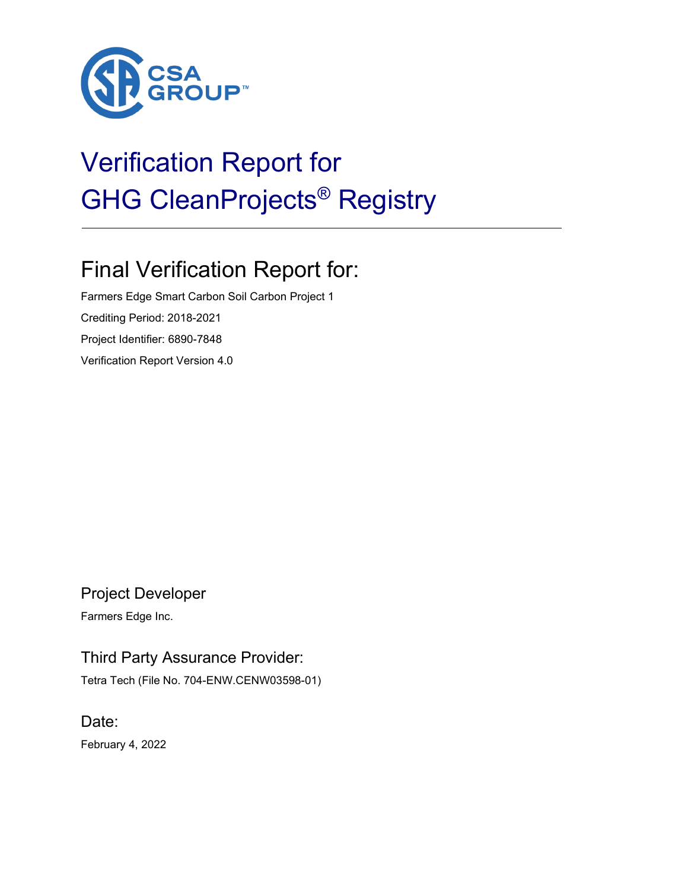CSA GROUP™

# Verification Report for GHG CleanProjects® Registry

## Final Verification Report for:

Farmers Edge Smart Carbon Soil Carbon Project 1

Crediting Period: 2018-2021

Project Identifier: 6890-7848

Verification Report Version 4.0

### Project Developer

Farmers Edge Inc.

### Third Party Assurance Provider:

Tetra Tech (File No. 704-ENW.CENW03598-01)

### Date:

February 4, 2022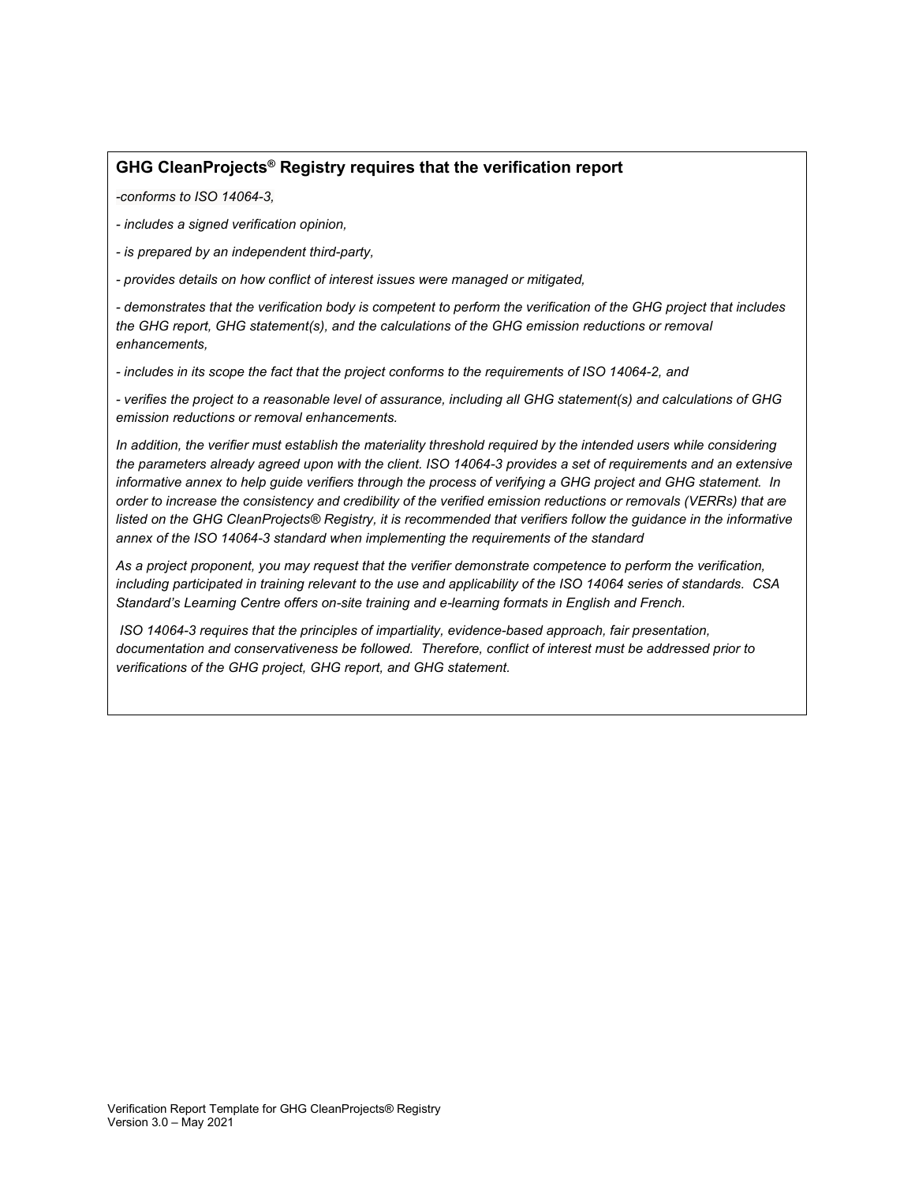## GHG CleanProjects® Registry requires that the verification report

*-conforms to ISO 14064-3,*

*- includes a signed verification opinion,*

*- is prepared by an independent third-party,*

*- provides details on how conflict of interest issues were managed or mitigated,*

*- demonstrates that the verification body is competent to perform the verification of the GHG project that includes the GHG report, GHG statement(s), and the calculations of the GHG emission reductions or removal enhancements,*

*- includes in its scope the fact that the project conforms to the requirements of ISO 14064-2, and*

*- verifies the project to a reasonable level of assurance, including all GHG statement(s) and calculations of GHG emission reductions or removal enhancements.*

*In addition, the verifier must establish the materiality threshold required by the intended users while considering the parameters already agreed upon with the client. ISO 14064-3 provides a set of requirements and an extensive informative annex to help guide verifiers through the process of verifying a GHG project and GHG statement. In order to increase the consistency and credibility of the verified emission reductions or removals (VERRs) that are listed on the GHG CleanProjects® Registry, it is recommended that verifiers follow the guidance in the informative annex of the ISO 14064-3 standard when implementing the requirements of the standard*

*As a project proponent, you may request that the verifier demonstrate competence to perform the verification, including participated in training relevant to the use and applicability of the ISO 14064 series of standards. CSA Standard's Learning Centre offers on-site training and e-learning formats in English and French.*

*ISO 14064-3 requires that the principles of impartiality, evidence-based approach, fair presentation, documentation and conservativeness be followed. Therefore, conflict of interest must be addressed prior to verifications of the GHG project, GHG report, and GHG statement.*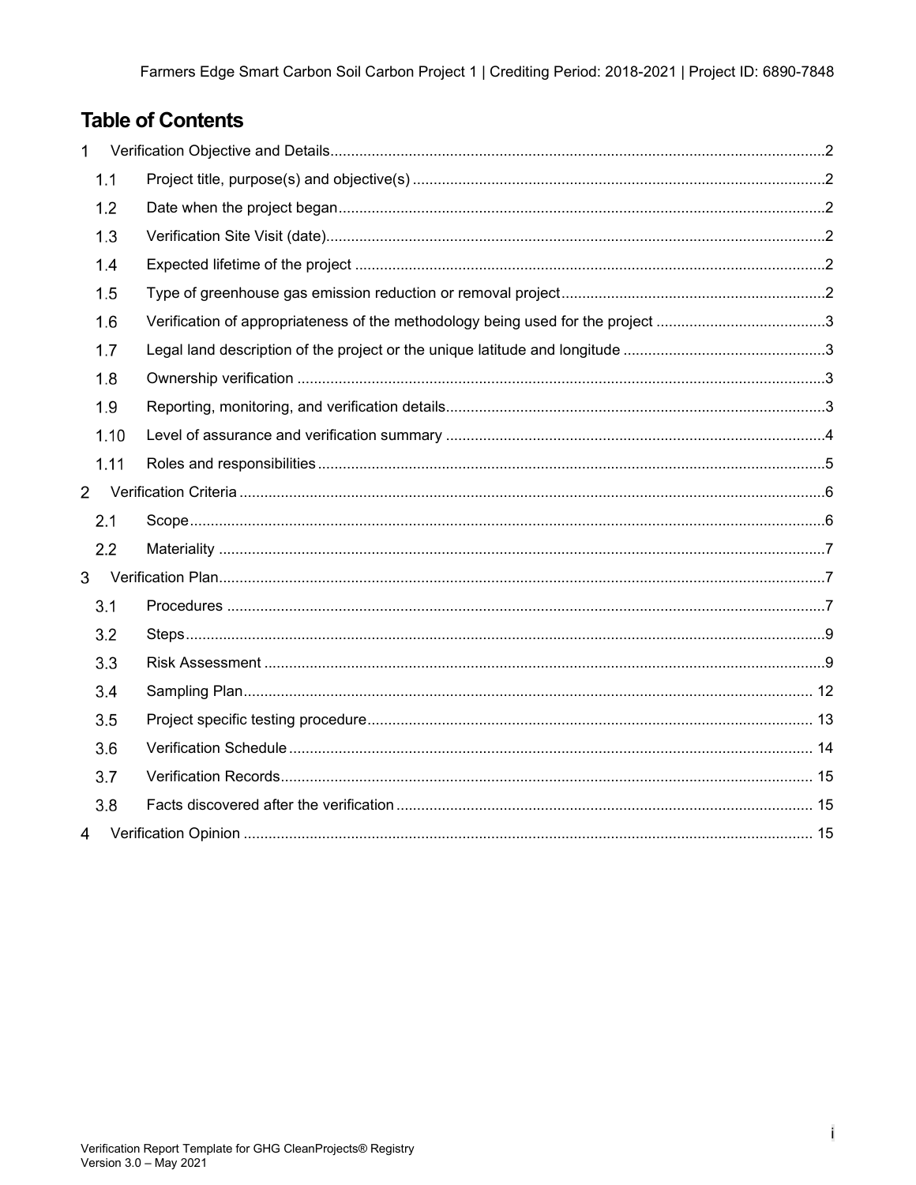# Table of Contents

- 1 Verification Objective and Details ..... 2
  - 1.1 Project title, purpose(s) and objective(s) ..... 2
  - 1.2 Date when the project began ..... 2
  - 1.3 Verification Site Visit (date) ..... 2
  - 1.4 Expected lifetime of the project ..... 2
  - 1.5 Type of greenhouse gas emission reduction or removal project ..... 2
  - 1.6 Verification of appropriateness of the methodology being used for the project ..... 3
  - 1.7 Legal land description of the project or the unique latitude and longitude ..... 3
  - 1.8 Ownership verification ..... 3
  - 1.9 Reporting, monitoring, and verification details ..... 3
  - 1.10 Level of assurance and verification summary ..... 4
  - 1.11 Roles and responsibilities ..... 5
- 2 Verification Criteria ..... 6
  - 2.1 Scope ..... 6
  - 2.2 Materiality ..... 7
- 3 Verification Plan ..... 7
  - 3.1 Procedures ..... 7
  - 3.2 Steps ..... 9
  - 3.3 Risk Assessment ..... 9
  - 3.4 Sampling Plan ..... 12
  - 3.5 Project specific testing procedure ..... 13
  - 3.6 Verification Schedule ..... 14
  - 3.7 Verification Records ..... 15
  - 3.8 Facts discovered after the verification ..... 15
- 4 Verification Opinion ..... 15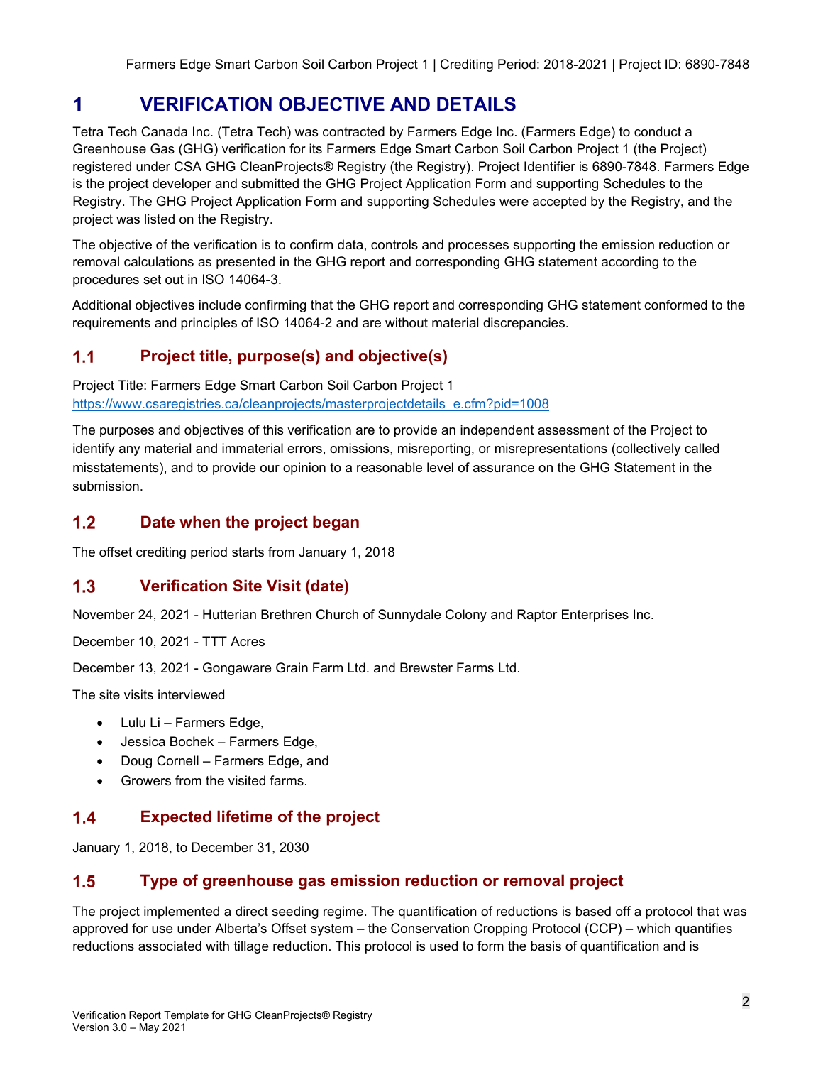# 1 VERIFICATION OBJECTIVE AND DETAILS

Tetra Tech Canada Inc. (Tetra Tech) was contracted by Farmers Edge Inc. (Farmers Edge) to conduct a Greenhouse Gas (GHG) verification for its Farmers Edge Smart Carbon Soil Carbon Project 1 (the Project) registered under CSA GHG CleanProjects® Registry (the Registry). Project Identifier is 6890-7848. Farmers Edge is the project developer and submitted the GHG Project Application Form and supporting Schedules to the Registry. The GHG Project Application Form and supporting Schedules were accepted by the Registry, and the project was listed on the Registry.

The objective of the verification is to confirm data, controls and processes supporting the emission reduction or removal calculations as presented in the GHG report and corresponding GHG statement according to the procedures set out in ISO 14064-3.

Additional objectives include confirming that the GHG report and corresponding GHG statement conformed to the requirements and principles of ISO 14064-2 and are without material discrepancies.

## 1.1 Project title, purpose(s) and objective(s)

Project Title: Farmers Edge Smart Carbon Soil Carbon Project 1
https://www.csaregistries.ca/cleanprojects/masterprojectdetails_e.cfm?pid=1008

The purposes and objectives of this verification are to provide an independent assessment of the Project to identify any material and immaterial errors, omissions, misreporting, or misrepresentations (collectively called misstatements), and to provide our opinion to a reasonable level of assurance on the GHG Statement in the submission.

## 1.2 Date when the project began

The offset crediting period starts from January 1, 2018

## 1.3 Verification Site Visit (date)

November 24, 2021 - Hutterian Brethren Church of Sunnydale Colony and Raptor Enterprises Inc.

December 10, 2021 - TTT Acres

December 13, 2021 - Gongaware Grain Farm Ltd. and Brewster Farms Ltd.

The site visits interviewed

- Lulu Li – Farmers Edge,
- Jessica Bochek – Farmers Edge,
- Doug Cornell – Farmers Edge, and
- Growers from the visited farms.

## 1.4 Expected lifetime of the project

January 1, 2018, to December 31, 2030

## 1.5 Type of greenhouse gas emission reduction or removal project

The project implemented a direct seeding regime. The quantification of reductions is based off a protocol that was approved for use under Alberta's Offset system – the Conservation Cropping Protocol (CCP) – which quantifies reductions associated with tillage reduction. This protocol is used to form the basis of quantification and is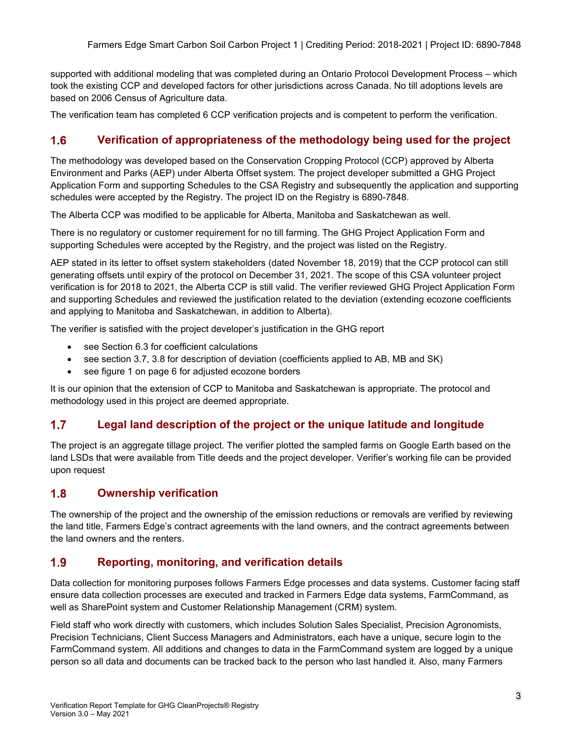supported with additional modeling that was completed during an Ontario Protocol Development Process – which took the existing CCP and developed factors for other jurisdictions across Canada. No till adoptions levels are based on 2006 Census of Agriculture data.

The verification team has completed 6 CCP verification projects and is competent to perform the verification.

## 1.6 Verification of appropriateness of the methodology being used for the project

The methodology was developed based on the Conservation Cropping Protocol (CCP) approved by Alberta Environment and Parks (AEP) under Alberta Offset system. The project developer submitted a GHG Project Application Form and supporting Schedules to the CSA Registry and subsequently the application and supporting schedules were accepted by the Registry. The project ID on the Registry is 6890-7848.

The Alberta CCP was modified to be applicable for Alberta, Manitoba and Saskatchewan as well.

There is no regulatory or customer requirement for no till farming. The GHG Project Application Form and supporting Schedules were accepted by the Registry, and the project was listed on the Registry.

AEP stated in its letter to offset system stakeholders (dated November 18, 2019) that the CCP protocol can still generating offsets until expiry of the protocol on December 31, 2021. The scope of this CSA volunteer project verification is for 2018 to 2021, the Alberta CCP is still valid. The verifier reviewed GHG Project Application Form and supporting Schedules and reviewed the justification related to the deviation (extending ecozone coefficients and applying to Manitoba and Saskatchewan, in addition to Alberta).

The verifier is satisfied with the project developer's justification in the GHG report

- see Section 6.3 for coefficient calculations
- see section 3.7, 3.8 for description of deviation (coefficients applied to AB, MB and SK)
- see figure 1 on page 6 for adjusted ecozone borders

It is our opinion that the extension of CCP to Manitoba and Saskatchewan is appropriate. The protocol and methodology used in this project are deemed appropriate.

## 1.7 Legal land description of the project or the unique latitude and longitude

The project is an aggregate tillage project. The verifier plotted the sampled farms on Google Earth based on the land LSDs that were available from Title deeds and the project developer. Verifier's working file can be provided upon request

## 1.8 Ownership verification

The ownership of the project and the ownership of the emission reductions or removals are verified by reviewing the land title, Farmers Edge's contract agreements with the land owners, and the contract agreements between the land owners and the renters.

## 1.9 Reporting, monitoring, and verification details

Data collection for monitoring purposes follows Farmers Edge processes and data systems. Customer facing staff ensure data collection processes are executed and tracked in Farmers Edge data systems, FarmCommand, as well as SharePoint system and Customer Relationship Management (CRM) system.

Field staff who work directly with customers, which includes Solution Sales Specialist, Precision Agronomists, Precision Technicians, Client Success Managers and Administrators, each have a unique, secure login to the FarmCommand system. All additions and changes to data in the FarmCommand system are logged by a unique person so all data and documents can be tracked back to the person who last handled it. Also, many Farmers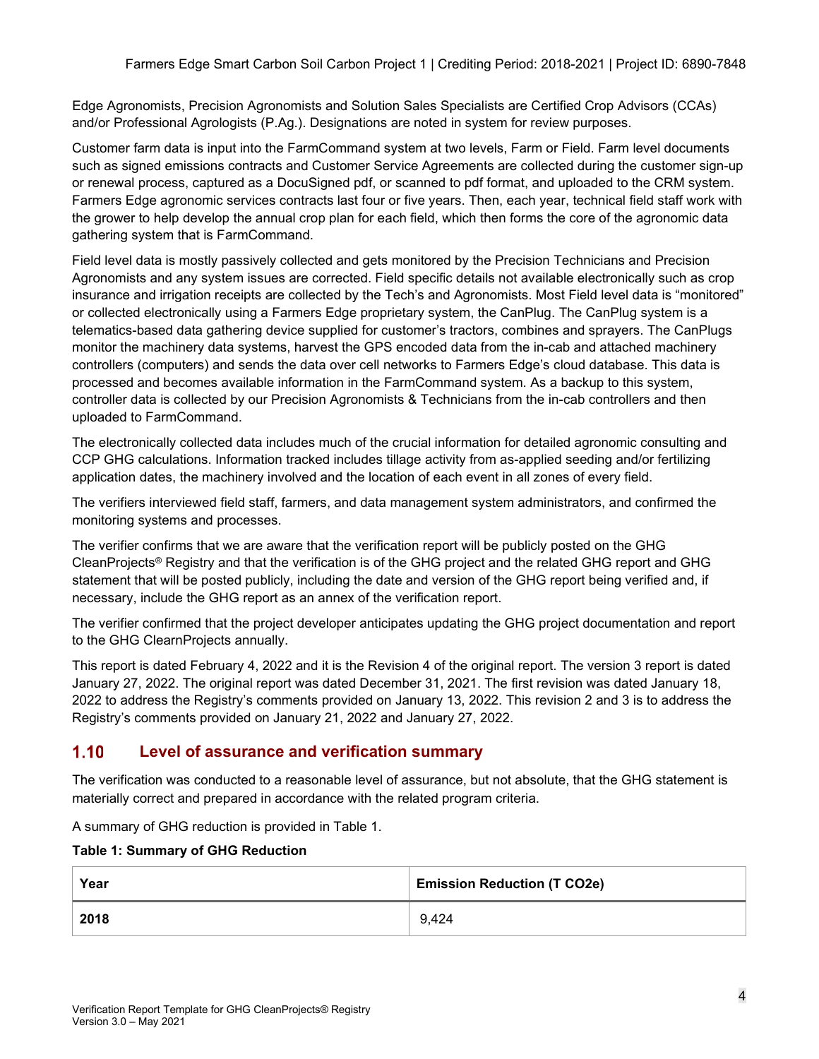Edge Agronomists, Precision Agronomists and Solution Sales Specialists are Certified Crop Advisors (CCAs) and/or Professional Agrologists (P.Ag.). Designations are noted in system for review purposes.

Customer farm data is input into the FarmCommand system at two levels, Farm or Field. Farm level documents such as signed emissions contracts and Customer Service Agreements are collected during the customer sign-up or renewal process, captured as a DocuSigned pdf, or scanned to pdf format, and uploaded to the CRM system. Farmers Edge agronomic services contracts last four or five years. Then, each year, technical field staff work with the grower to help develop the annual crop plan for each field, which then forms the core of the agronomic data gathering system that is FarmCommand.

Field level data is mostly passively collected and gets monitored by the Precision Technicians and Precision Agronomists and any system issues are corrected. Field specific details not available electronically such as crop insurance and irrigation receipts are collected by the Tech's and Agronomists. Most Field level data is "monitored" or collected electronically using a Farmers Edge proprietary system, the CanPlug. The CanPlug system is a telematics-based data gathering device supplied for customer's tractors, combines and sprayers. The CanPlugs monitor the machinery data systems, harvest the GPS encoded data from the in-cab and attached machinery controllers (computers) and sends the data over cell networks to Farmers Edge's cloud database. This data is processed and becomes available information in the FarmCommand system. As a backup to this system, controller data is collected by our Precision Agronomists & Technicians from the in-cab controllers and then uploaded to FarmCommand.

The electronically collected data includes much of the crucial information for detailed agronomic consulting and CCP GHG calculations. Information tracked includes tillage activity from as-applied seeding and/or fertilizing application dates, the machinery involved and the location of each event in all zones of every field.

The verifiers interviewed field staff, farmers, and data management system administrators, and confirmed the monitoring systems and processes.

The verifier confirms that we are aware that the verification report will be publicly posted on the GHG CleanProjects® Registry and that the verification is of the GHG project and the related GHG report and GHG statement that will be posted publicly, including the date and version of the GHG report being verified and, if necessary, include the GHG report as an annex of the verification report.

The verifier confirmed that the project developer anticipates updating the GHG project documentation and report to the GHG ClearnProjects annually.

This report is dated February 4, 2022 and it is the Revision 4 of the original report. The version 3 report is dated January 27, 2022. The original report was dated December 31, 2021. The first revision was dated January 18, 2022 to address the Registry's comments provided on January 13, 2022. This revision 2 and 3 is to address the Registry's comments provided on January 21, 2022 and January 27, 2022.

## 1.10 Level of assurance and verification summary

The verification was conducted to a reasonable level of assurance, but not absolute, that the GHG statement is materially correct and prepared in accordance with the related program criteria.

A summary of GHG reduction is provided in Table 1.

**Table 1: Summary of GHG Reduction**

| Year | Emission Reduction (T CO2e) |
|---|---|
| **2018** | 9,424 |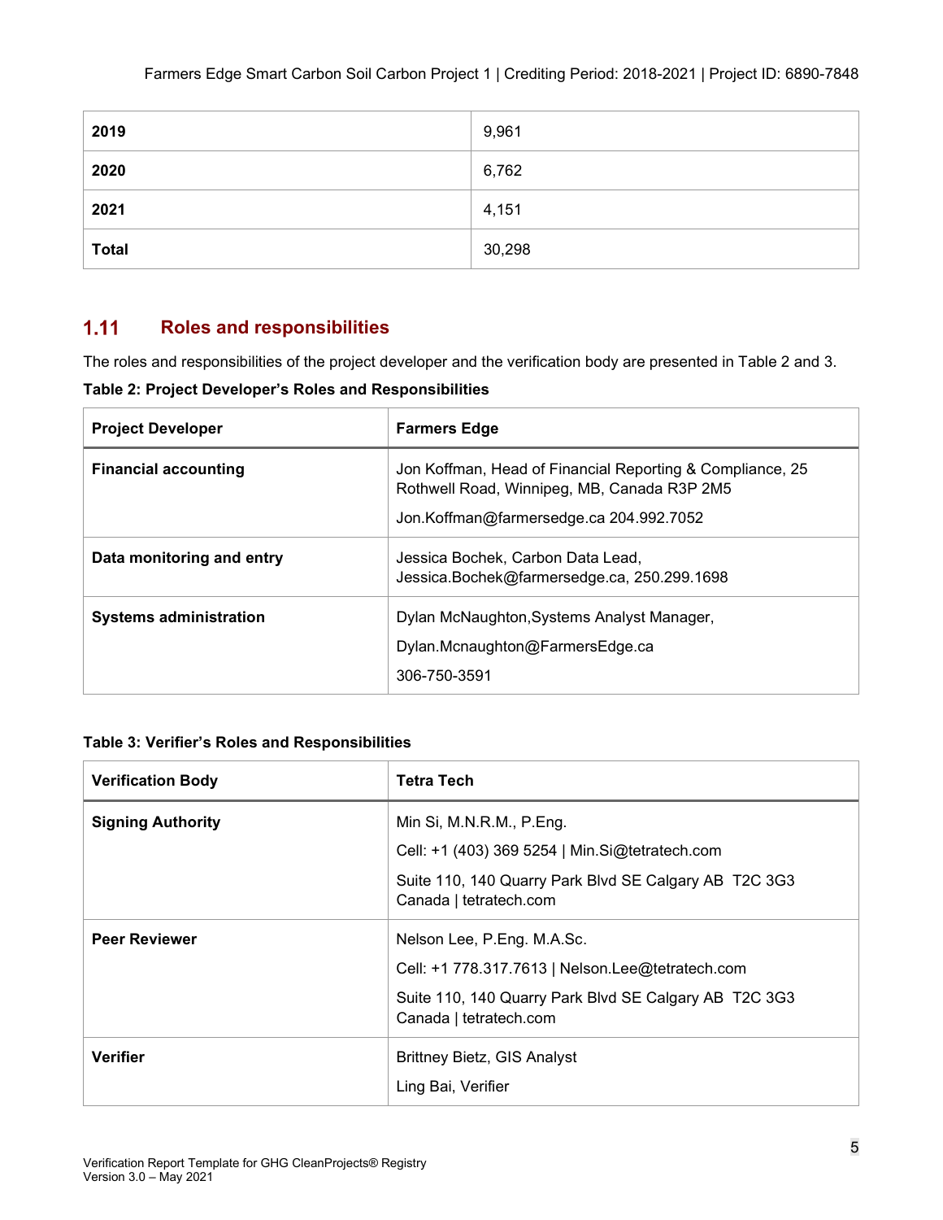| 2019 | 9,961 |
|---|---|
| 2020 | 6,762 |
| 2021 | 4,151 |
| **Total** | 30,298 |

## 1.11 Roles and responsibilities

The roles and responsibilities of the project developer and the verification body are presented in Table 2 and 3.

**Table 2: Project Developer's Roles and Responsibilities**

| Project Developer | Farmers Edge |
|---|---|
| **Financial accounting** | Jon Koffman, Head of Financial Reporting & Compliance, 25 Rothwell Road, Winnipeg, MB, Canada R3P 2M5<br>Jon.Koffman@farmersedge.ca 204.992.7052 |
| **Data monitoring and entry** | Jessica Bochek, Carbon Data Lead, Jessica.Bochek@farmersedge.ca, 250.299.1698 |
| **Systems administration** | Dylan McNaughton,Systems Analyst Manager,<br>Dylan.Mcnaughton@FarmersEdge.ca<br>306-750-3591 |

**Table 3: Verifier's Roles and Responsibilities**

| Verification Body | Tetra Tech |
|---|---|
| **Signing Authority** | Min Si, M.N.R.M., P.Eng.<br>Cell: +1 (403) 369 5254 \| Min.Si@tetratech.com<br>Suite 110, 140 Quarry Park Blvd SE Calgary AB T2C 3G3 Canada \| tetratech.com |
| **Peer Reviewer** | Nelson Lee, P.Eng. M.A.Sc.<br>Cell: +1 778.317.7613 \| Nelson.Lee@tetratech.com<br>Suite 110, 140 Quarry Park Blvd SE Calgary AB T2C 3G3 Canada \| tetratech.com |
| **Verifier** | Brittney Bietz, GIS Analyst<br>Ling Bai, Verifier |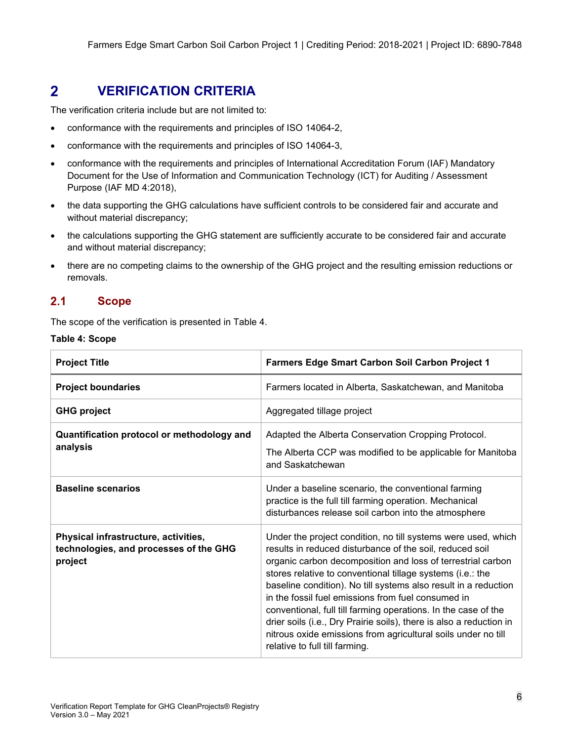# 2 VERIFICATION CRITERIA

The verification criteria include but are not limited to:

- conformance with the requirements and principles of ISO 14064-2,
- conformance with the requirements and principles of ISO 14064-3,
- conformance with the requirements and principles of International Accreditation Forum (IAF) Mandatory Document for the Use of Information and Communication Technology (ICT) for Auditing / Assessment Purpose (IAF MD 4:2018),
- the data supporting the GHG calculations have sufficient controls to be considered fair and accurate and without material discrepancy;
- the calculations supporting the GHG statement are sufficiently accurate to be considered fair and accurate and without material discrepancy;
- there are no competing claims to the ownership of the GHG project and the resulting emission reductions or removals.

## 2.1 Scope

The scope of the verification is presented in Table 4.

**Table 4: Scope**

| Project Title | Farmers Edge Smart Carbon Soil Carbon Project 1 |
|---|---|
| **Project boundaries** | Farmers located in Alberta, Saskatchewan, and Manitoba |
| **GHG project** | Aggregated tillage project |
| **Quantification protocol or methodology and analysis** | Adapted the Alberta Conservation Cropping Protocol. The Alberta CCP was modified to be applicable for Manitoba and Saskatchewan |
| **Baseline scenarios** | Under a baseline scenario, the conventional farming practice is the full till farming operation. Mechanical disturbances release soil carbon into the atmosphere |
| **Physical infrastructure, activities, technologies, and processes of the GHG project** | Under the project condition, no till systems were used, which results in reduced disturbance of the soil, reduced soil organic carbon decomposition and loss of terrestrial carbon stores relative to conventional tillage systems (i.e.: the baseline condition). No till systems also result in a reduction in the fossil fuel emissions from fuel consumed in conventional, full till farming operations. In the case of the drier soils (i.e., Dry Prairie soils), there is also a reduction in nitrous oxide emissions from agricultural soils under no till relative to full till farming. |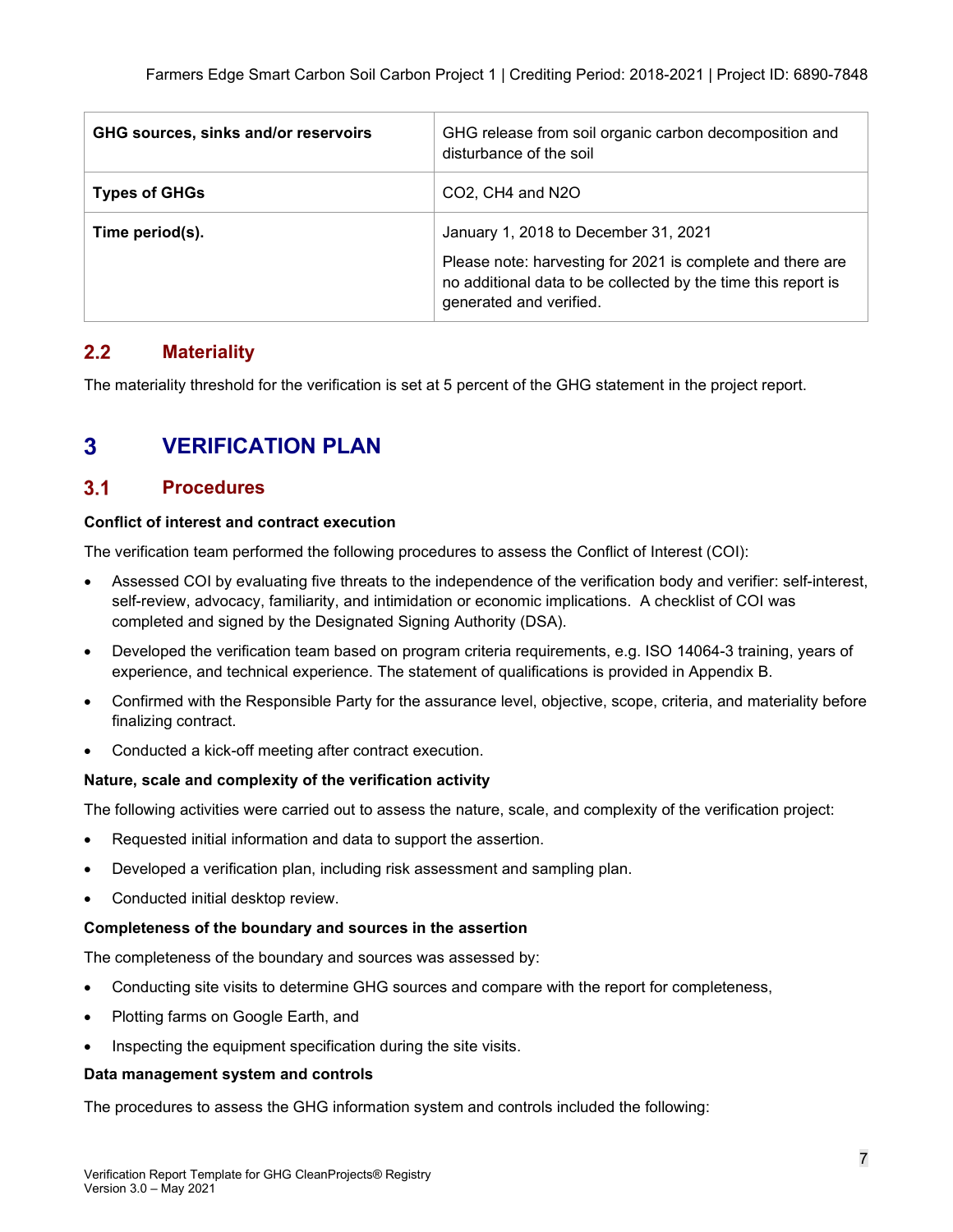| GHG sources, sinks and/or reservoirs | GHG release from soil organic carbon decomposition and disturbance of the soil |
|---|---|
| **Types of GHGs** | $CO_2$, $CH_4$ and $N_2O$ |
| **Time period(s).** | January 1, 2018 to December 31, 2021<br><br>Please note: harvesting for 2021 is complete and there are no additional data to be collected by the time this report is generated and verified. |

## 2.2 Materiality

The materiality threshold for the verification is set at 5 percent of the GHG statement in the project report.

# 3 VERIFICATION PLAN

## 3.1 Procedures

**Conflict of interest and contract execution**

The verification team performed the following procedures to assess the Conflict of Interest (COI):

- Assessed COI by evaluating five threats to the independence of the verification body and verifier: self-interest, self-review, advocacy, familiarity, and intimidation or economic implications. A checklist of COI was completed and signed by the Designated Signing Authority (DSA).
- Developed the verification team based on program criteria requirements, e.g. ISO 14064-3 training, years of experience, and technical experience. The statement of qualifications is provided in Appendix B.
- Confirmed with the Responsible Party for the assurance level, objective, scope, criteria, and materiality before finalizing contract.
- Conducted a kick-off meeting after contract execution.

**Nature, scale and complexity of the verification activity**

The following activities were carried out to assess the nature, scale, and complexity of the verification project:

- Requested initial information and data to support the assertion.
- Developed a verification plan, including risk assessment and sampling plan.
- Conducted initial desktop review.

**Completeness of the boundary and sources in the assertion**

The completeness of the boundary and sources was assessed by:

- Conducting site visits to determine GHG sources and compare with the report for completeness,
- Plotting farms on Google Earth, and
- Inspecting the equipment specification during the site visits.

**Data management system and controls**

The procedures to assess the GHG information system and controls included the following: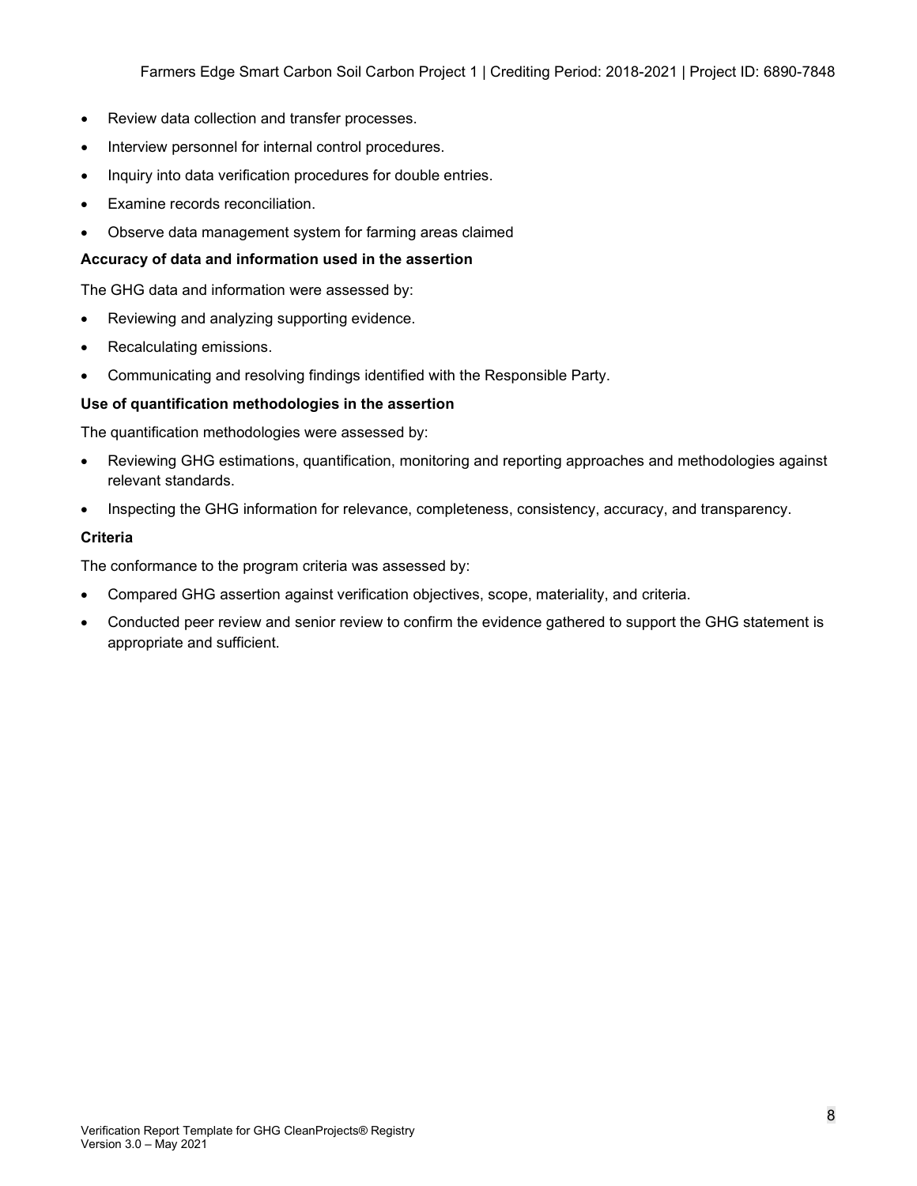- Review data collection and transfer processes.
- Interview personnel for internal control procedures.
- Inquiry into data verification procedures for double entries.
- Examine records reconciliation.
- Observe data management system for farming areas claimed

**Accuracy of data and information used in the assertion**

The GHG data and information were assessed by:

- Reviewing and analyzing supporting evidence.
- Recalculating emissions.
- Communicating and resolving findings identified with the Responsible Party.

**Use of quantification methodologies in the assertion**

The quantification methodologies were assessed by:

- Reviewing GHG estimations, quantification, monitoring and reporting approaches and methodologies against relevant standards.
- Inspecting the GHG information for relevance, completeness, consistency, accuracy, and transparency.

**Criteria**

The conformance to the program criteria was assessed by:

- Compared GHG assertion against verification objectives, scope, materiality, and criteria.
- Conducted peer review and senior review to confirm the evidence gathered to support the GHG statement is appropriate and sufficient.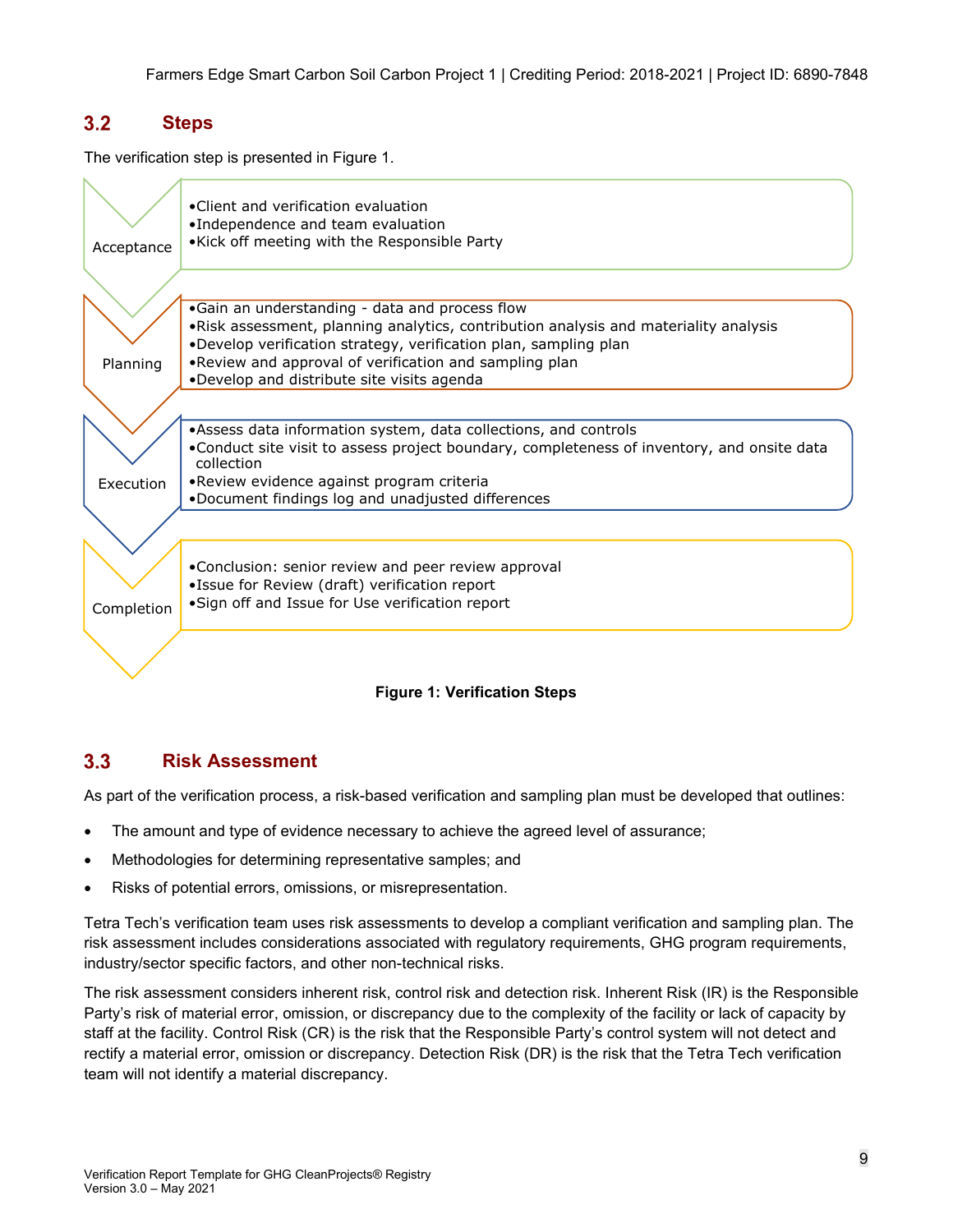## 3.2 Steps

The verification step is presented in Figure 1.

**Acceptance**
- Client and verification evaluation
- Independence and team evaluation
- Kick off meeting with the Responsible Party

**Planning**
- Gain an understanding - data and process flow
- Risk assessment, planning analytics, contribution analysis and materiality analysis
- Develop verification strategy, verification plan, sampling plan
- Review and approval of verification and sampling plan
- Develop and distribute site visits agenda

**Execution**
- Assess data information system, data collections, and controls
- Conduct site visit to assess project boundary, completeness of inventory, and onsite data collection
- Review evidence against program criteria
- Document findings log and unadjusted differences

**Completion**
- Conclusion: senior review and peer review approval
- Issue for Review (draft) verification report
- Sign off and Issue for Use verification report

**Figure 1: Verification Steps**

## 3.3 Risk Assessment

As part of the verification process, a risk-based verification and sampling plan must be developed that outlines:

- The amount and type of evidence necessary to achieve the agreed level of assurance;
- Methodologies for determining representative samples; and
- Risks of potential errors, omissions, or misrepresentation.

Tetra Tech's verification team uses risk assessments to develop a compliant verification and sampling plan. The risk assessment includes considerations associated with regulatory requirements, GHG program requirements, industry/sector specific factors, and other non-technical risks.

The risk assessment considers inherent risk, control risk and detection risk. Inherent Risk (IR) is the Responsible Party's risk of material error, omission, or discrepancy due to the complexity of the facility or lack of capacity by staff at the facility. Control Risk (CR) is the risk that the Responsible Party's control system will not detect and rectify a material error, omission or discrepancy. Detection Risk (DR) is the risk that the Tetra Tech verification team will not identify a material discrepancy.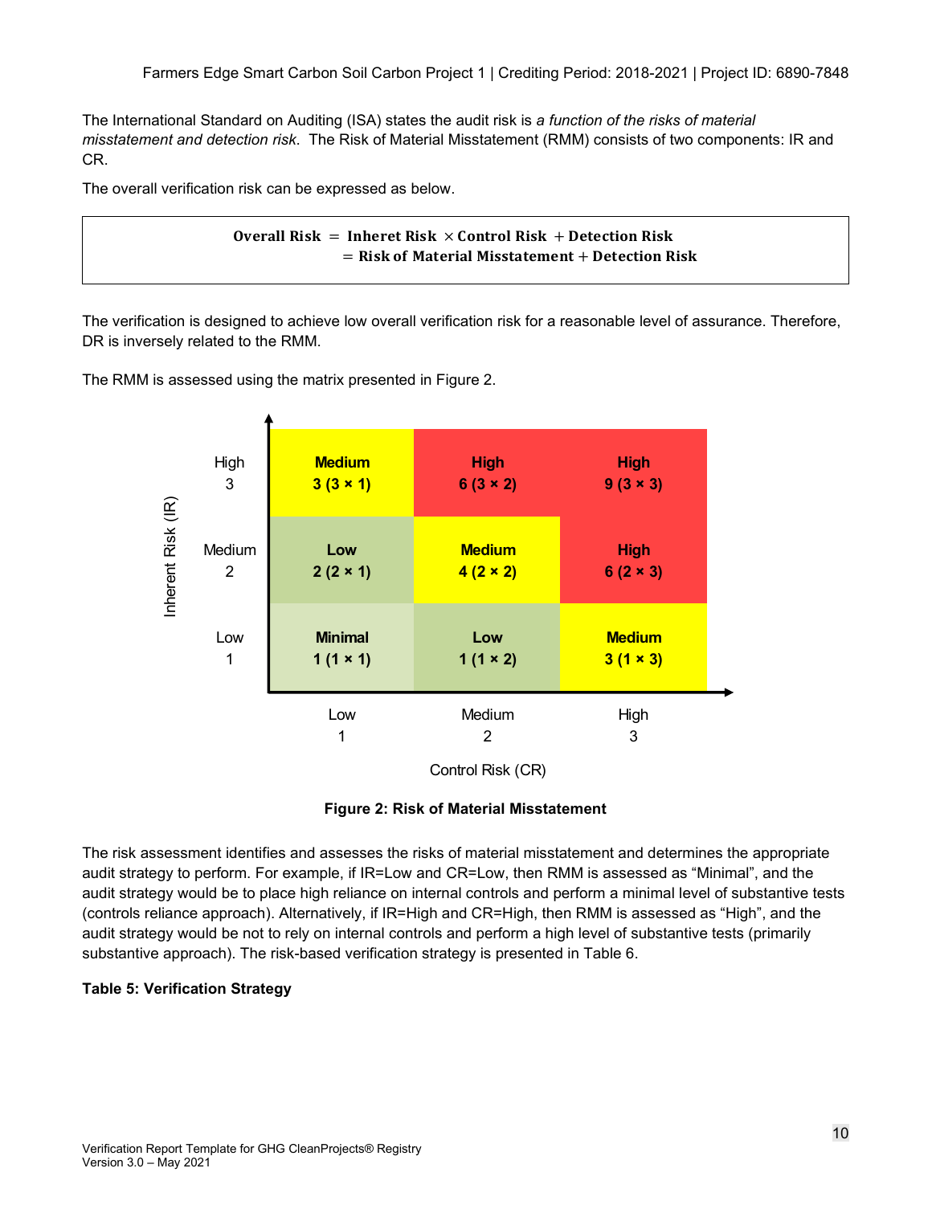The International Standard on Auditing (ISA) states the audit risk is *a function of the risks of material misstatement and detection risk*. The Risk of Material Misstatement (RMM) consists of two components: IR and CR.

The overall verification risk can be expressed as below.

$$
\begin{aligned}
\textbf{Overall Risk} &= \textbf{Inheret Risk} \times \textbf{Control Risk} + \textbf{Detection Risk} \\
&= \textbf{Risk of Material Misstatement} + \textbf{Detection Risk}
\end{aligned}
$$

The verification is designed to achieve low overall verification risk for a reasonable level of assurance. Therefore, DR is inversely related to the RMM.

The RMM is assessed using the matrix presented in Figure 2.

| Inherent Risk (IR) \ Control Risk (CR) | Low 1 | Medium 2 | High 3 |
|---|---|---|---|
| High 3 | **Medium 3 (3 × 1)** | **High 6 (3 × 2)** | **High 9 (3 × 3)** |
| Medium 2 | **Low 2 (2 × 1)** | **Medium 4 (2 × 2)** | **High 6 (2 × 3)** |
| Low 1 | **Minimal 1 (1 × 1)** | **Low 1 (1 × 2)** | **Medium 3 (1 × 3)** |

**Figure 2: Risk of Material Misstatement**

The risk assessment identifies and assesses the risks of material misstatement and determines the appropriate audit strategy to perform. For example, if IR=Low and CR=Low, then RMM is assessed as "Minimal", and the audit strategy would be to place high reliance on internal controls and perform a minimal level of substantive tests (controls reliance approach). Alternatively, if IR=High and CR=High, then RMM is assessed as "High", and the audit strategy would be not to rely on internal controls and perform a high level of substantive tests (primarily substantive approach). The risk-based verification strategy is presented in Table 6.

**Table 5: Verification Strategy**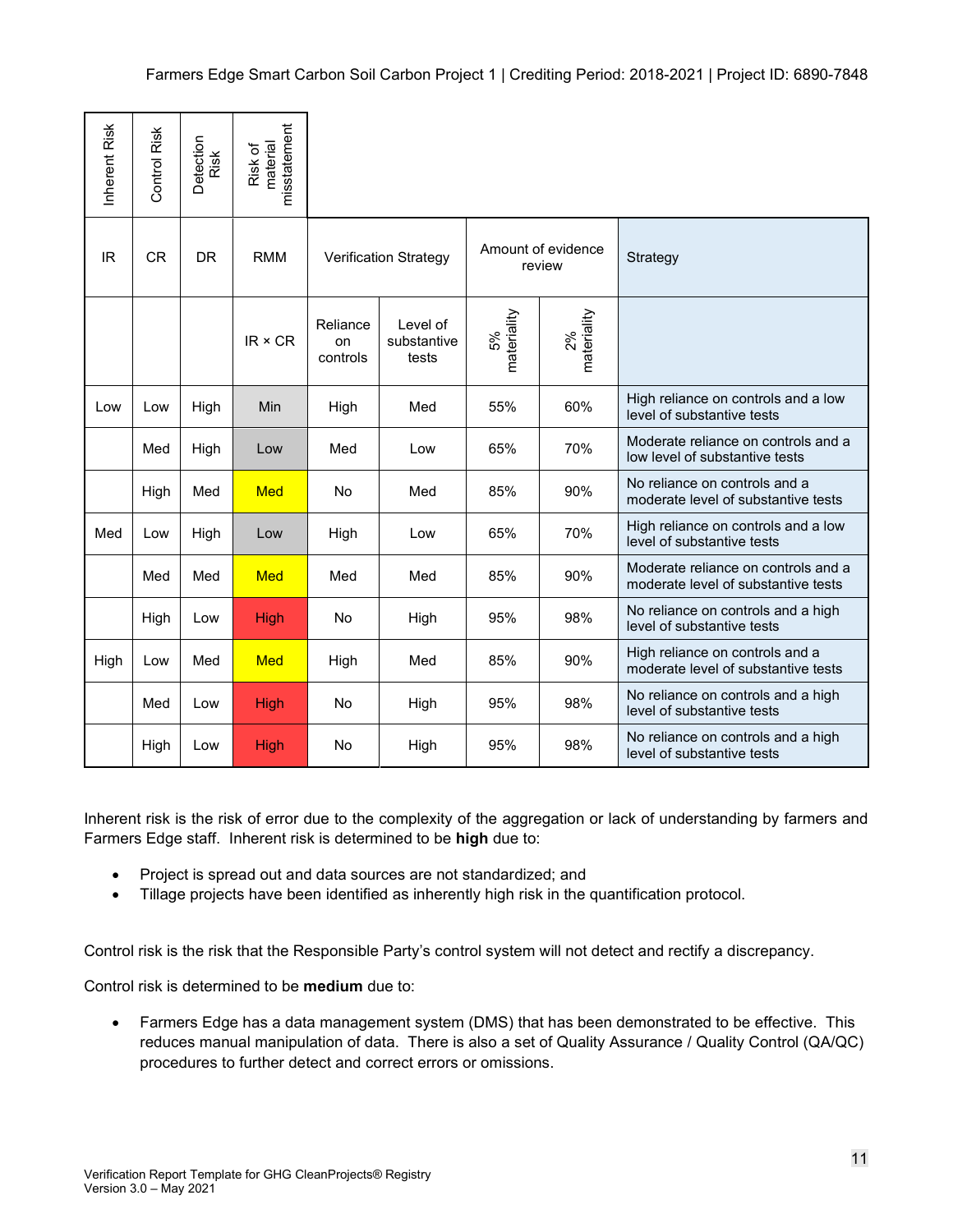| Inherent Risk | Control Risk | Detection Risk | Risk of material misstatement | | | | | |
|---|---|---|---|---|---|---|---|---|
| IR | CR | DR | RMM | Verification Strategy | | Amount of evidence review | | Strategy |
| | | | IR × CR | Reliance on controls | Level of substantive tests | 5% materiality | 2% materiality | |
| Low | Low | High | Min | High | Med | 55% | 60% | High reliance on controls and a low level of substantive tests |
| | Med | High | Low | Med | Low | 65% | 70% | Moderate reliance on controls and a low level of substantive tests |
| | High | Med | Med | No | Med | 85% | 90% | No reliance on controls and a moderate level of substantive tests |
| Med | Low | High | Low | High | Low | 65% | 70% | High reliance on controls and a low level of substantive tests |
| | Med | Med | Med | Med | Med | 85% | 90% | Moderate reliance on controls and a moderate level of substantive tests |
| | High | Low | High | No | High | 95% | 98% | No reliance on controls and a high level of substantive tests |
| High | Low | Med | Med | High | Med | 85% | 90% | High reliance on controls and a moderate level of substantive tests |
| | Med | Low | High | No | High | 95% | 98% | No reliance on controls and a high level of substantive tests |
| | High | Low | High | No | High | 95% | 98% | No reliance on controls and a high level of substantive tests |

Inherent risk is the risk of error due to the complexity of the aggregation or lack of understanding by farmers and Farmers Edge staff. Inherent risk is determined to be **high** due to:

- Project is spread out and data sources are not standardized; and
- Tillage projects have been identified as inherently high risk in the quantification protocol.

Control risk is the risk that the Responsible Party's control system will not detect and rectify a discrepancy.

Control risk is determined to be **medium** due to:

- Farmers Edge has a data management system (DMS) that has been demonstrated to be effective. This reduces manual manipulation of data. There is also a set of Quality Assurance / Quality Control (QA/QC) procedures to further detect and correct errors or omissions.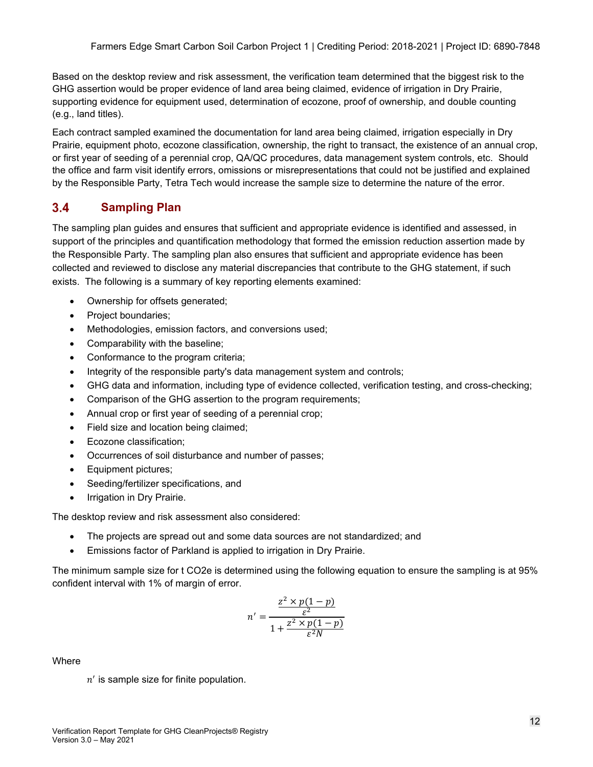Based on the desktop review and risk assessment, the verification team determined that the biggest risk to the GHG assertion would be proper evidence of land area being claimed, evidence of irrigation in Dry Prairie, supporting evidence for equipment used, determination of ecozone, proof of ownership, and double counting (e.g., land titles).

Each contract sampled examined the documentation for land area being claimed, irrigation especially in Dry Prairie, equipment photo, ecozone classification, ownership, the right to transact, the existence of an annual crop, or first year of seeding of a perennial crop, QA/QC procedures, data management system controls, etc. Should the office and farm visit identify errors, omissions or misrepresentations that could not be justified and explained by the Responsible Party, Tetra Tech would increase the sample size to determine the nature of the error.

## 3.4 Sampling Plan

The sampling plan guides and ensures that sufficient and appropriate evidence is identified and assessed, in support of the principles and quantification methodology that formed the emission reduction assertion made by the Responsible Party. The sampling plan also ensures that sufficient and appropriate evidence has been collected and reviewed to disclose any material discrepancies that contribute to the GHG statement, if such exists. The following is a summary of key reporting elements examined:

- Ownership for offsets generated;
- Project boundaries;
- Methodologies, emission factors, and conversions used;
- Comparability with the baseline;
- Conformance to the program criteria;
- Integrity of the responsible party's data management system and controls;
- GHG data and information, including type of evidence collected, verification testing, and cross-checking;
- Comparison of the GHG assertion to the program requirements;
- Annual crop or first year of seeding of a perennial crop;
- Field size and location being claimed;
- Ecozone classification;
- Occurrences of soil disturbance and number of passes;
- Equipment pictures;
- Seeding/fertilizer specifications, and
- Irrigation in Dry Prairie.

The desktop review and risk assessment also considered:

- The projects are spread out and some data sources are not standardized; and
- Emissions factor of Parkland is applied to irrigation in Dry Prairie.

The minimum sample size for t CO2e is determined using the following equation to ensure the sampling is at 95% confident interval with 1% of margin of error.

$$n' = \frac{\frac{z^2 \times p(1-p)}{\varepsilon^2}}{1 + \frac{z^2 \times p(1-p)}{\varepsilon^2 N}}$$

Where

$n'$ is sample size for finite population.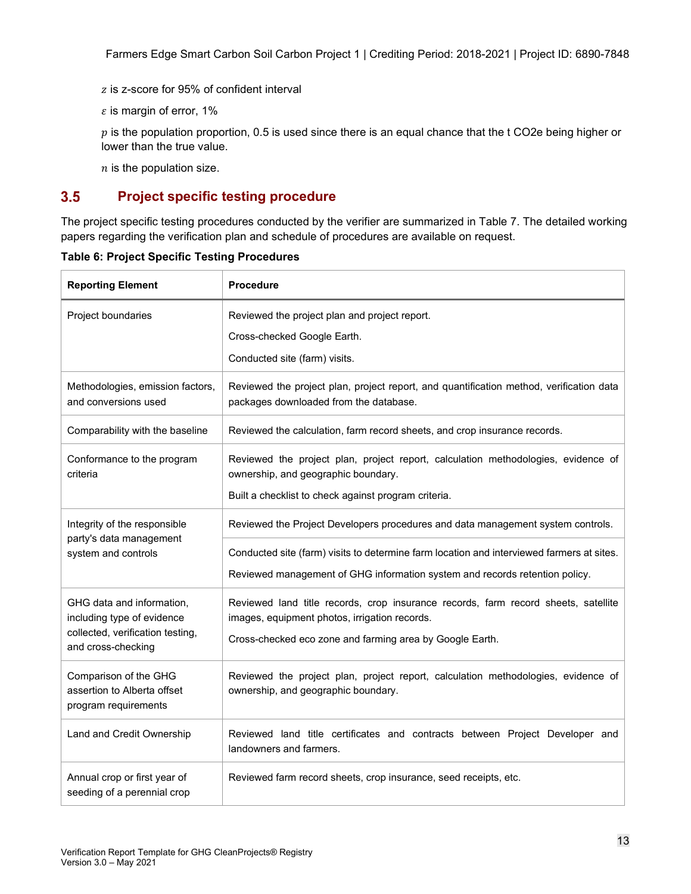$z$ is z-score for 95% of confident interval

$\varepsilon$ is margin of error, 1%

$p$ is the population proportion, 0.5 is used since there is an equal chance that the t CO2e being higher or lower than the true value.

$n$ is the population size.

## 3.5 Project specific testing procedure

The project specific testing procedures conducted by the verifier are summarized in Table 7. The detailed working papers regarding the verification plan and schedule of procedures are available on request.

**Table 6: Project Specific Testing Procedures**

| Reporting Element | Procedure |
|---|---|
| Project boundaries | Reviewed the project plan and project report.<br>Cross-checked Google Earth.<br>Conducted site (farm) visits. |
| Methodologies, emission factors, and conversions used | Reviewed the project plan, project report, and quantification method, verification data packages downloaded from the database. |
| Comparability with the baseline | Reviewed the calculation, farm record sheets, and crop insurance records. |
| Conformance to the program criteria | Reviewed the project plan, project report, calculation methodologies, evidence of ownership, and geographic boundary.<br>Built a checklist to check against program criteria. |
| Integrity of the responsible party's data management system and controls | Reviewed the Project Developers procedures and data management system controls.<br>Conducted site (farm) visits to determine farm location and interviewed farmers at sites.<br>Reviewed management of GHG information system and records retention policy. |
| GHG data and information, including type of evidence collected, verification testing, and cross-checking | Reviewed land title records, crop insurance records, farm record sheets, satellite images, equipment photos, irrigation records.<br>Cross-checked eco zone and farming area by Google Earth. |
| Comparison of the GHG assertion to Alberta offset program requirements | Reviewed the project plan, project report, calculation methodologies, evidence of ownership, and geographic boundary. |
| Land and Credit Ownership | Reviewed land title certificates and contracts between Project Developer and landowners and farmers. |
| Annual crop or first year of seeding of a perennial crop | Reviewed farm record sheets, crop insurance, seed receipts, etc. |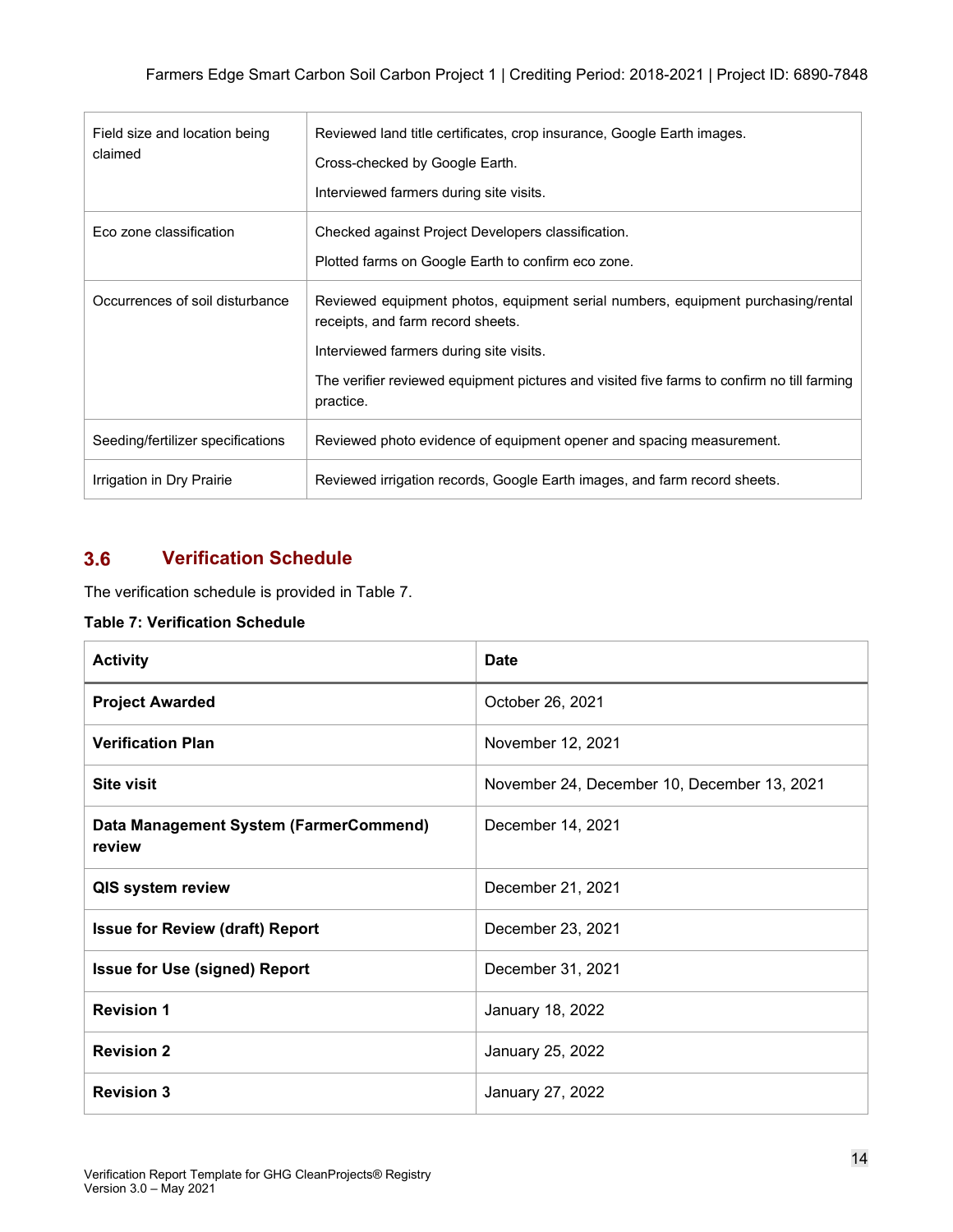| | |
|---|---|
| Field size and location being claimed | Reviewed land title certificates, crop insurance, Google Earth images.<br>Cross-checked by Google Earth.<br>Interviewed farmers during site visits. |
| Eco zone classification | Checked against Project Developers classification.<br>Plotted farms on Google Earth to confirm eco zone. |
| Occurrences of soil disturbance | Reviewed equipment photos, equipment serial numbers, equipment purchasing/rental receipts, and farm record sheets.<br>Interviewed farmers during site visits.<br>The verifier reviewed equipment pictures and visited five farms to confirm no till farming practice. |
| Seeding/fertilizer specifications | Reviewed photo evidence of equipment opener and spacing measurement. |
| Irrigation in Dry Prairie | Reviewed irrigation records, Google Earth images, and farm record sheets. |

## 3.6 Verification Schedule

The verification schedule is provided in Table 7.

**Table 7: Verification Schedule**

| Activity | Date |
|---|---|
| **Project Awarded** | October 26, 2021 |
| **Verification Plan** | November 12, 2021 |
| **Site visit** | November 24, December 10, December 13, 2021 |
| **Data Management System (FarmerCommend) review** | December 14, 2021 |
| **QIS system review** | December 21, 2021 |
| **Issue for Review (draft) Report** | December 23, 2021 |
| **Issue for Use (signed) Report** | December 31, 2021 |
| **Revision 1** | January 18, 2022 |
| **Revision 2** | January 25, 2022 |
| **Revision 3** | January 27, 2022 |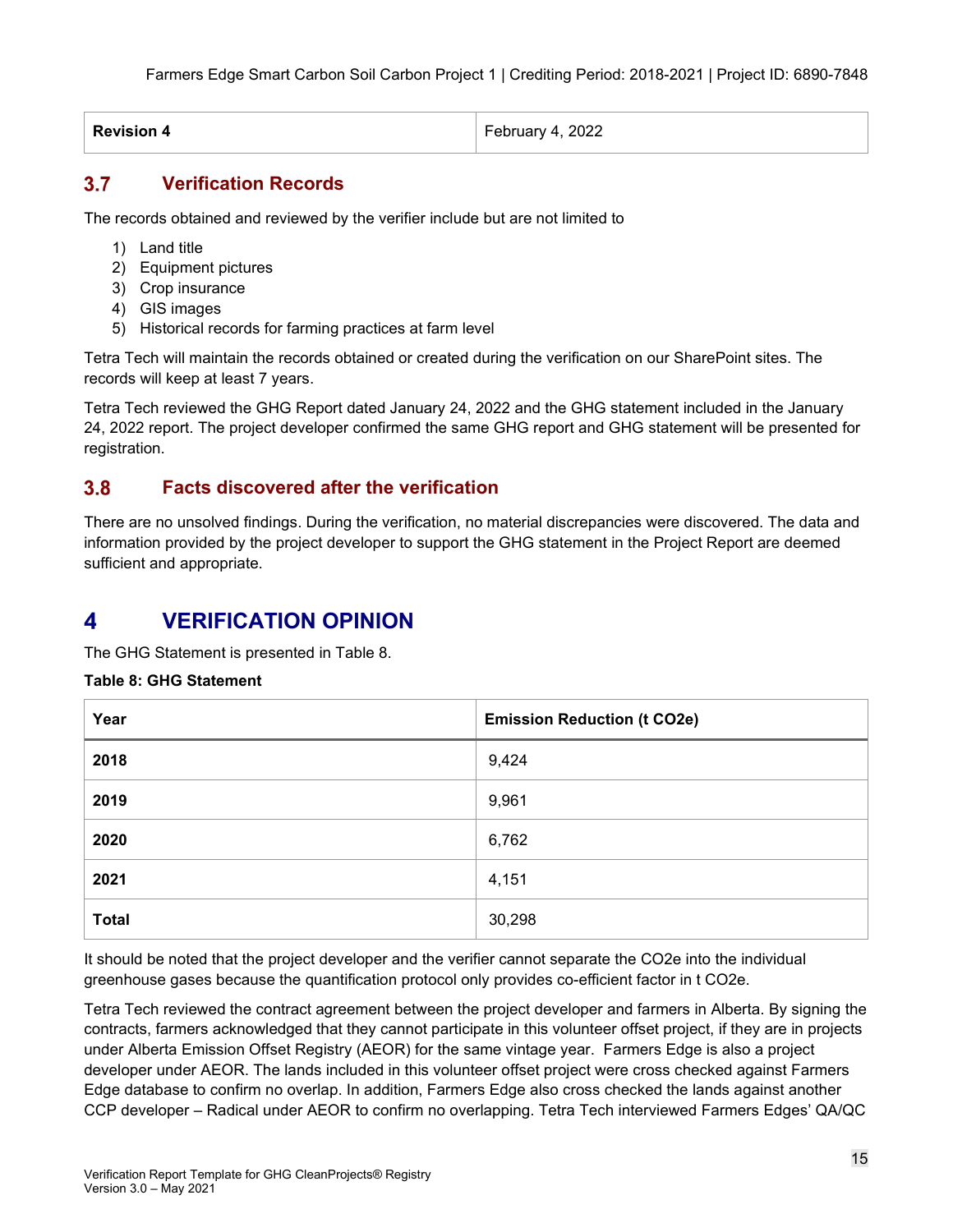| Revision 4 | February 4, 2022 |
|---|---|

## 3.7 Verification Records

The records obtained and reviewed by the verifier include but are not limited to

1) Land title
2) Equipment pictures
3) Crop insurance
4) GIS images
5) Historical records for farming practices at farm level

Tetra Tech will maintain the records obtained or created during the verification on our SharePoint sites. The records will keep at least 7 years.

Tetra Tech reviewed the GHG Report dated January 24, 2022 and the GHG statement included in the January 24, 2022 report. The project developer confirmed the same GHG report and GHG statement will be presented for registration.

## 3.8 Facts discovered after the verification

There are no unsolved findings. During the verification, no material discrepancies were discovered. The data and information provided by the project developer to support the GHG statement in the Project Report are deemed sufficient and appropriate.

# 4 VERIFICATION OPINION

The GHG Statement is presented in Table 8.

**Table 8: GHG Statement**

| Year | Emission Reduction (t CO2e) |
|---|---|
| **2018** | 9,424 |
| **2019** | 9,961 |
| **2020** | 6,762 |
| **2021** | 4,151 |
| **Total** | 30,298 |

It should be noted that the project developer and the verifier cannot separate the CO2e into the individual greenhouse gases because the quantification protocol only provides co-efficient factor in t CO2e.

Tetra Tech reviewed the contract agreement between the project developer and farmers in Alberta. By signing the contracts, farmers acknowledged that they cannot participate in this volunteer offset project, if they are in projects under Alberta Emission Offset Registry (AEOR) for the same vintage year. Farmers Edge is also a project developer under AEOR. The lands included in this volunteer offset project were cross checked against Farmers Edge database to confirm no overlap. In addition, Farmers Edge also cross checked the lands against another CCP developer – Radical under AEOR to confirm no overlapping. Tetra Tech interviewed Farmers Edges' QA/QC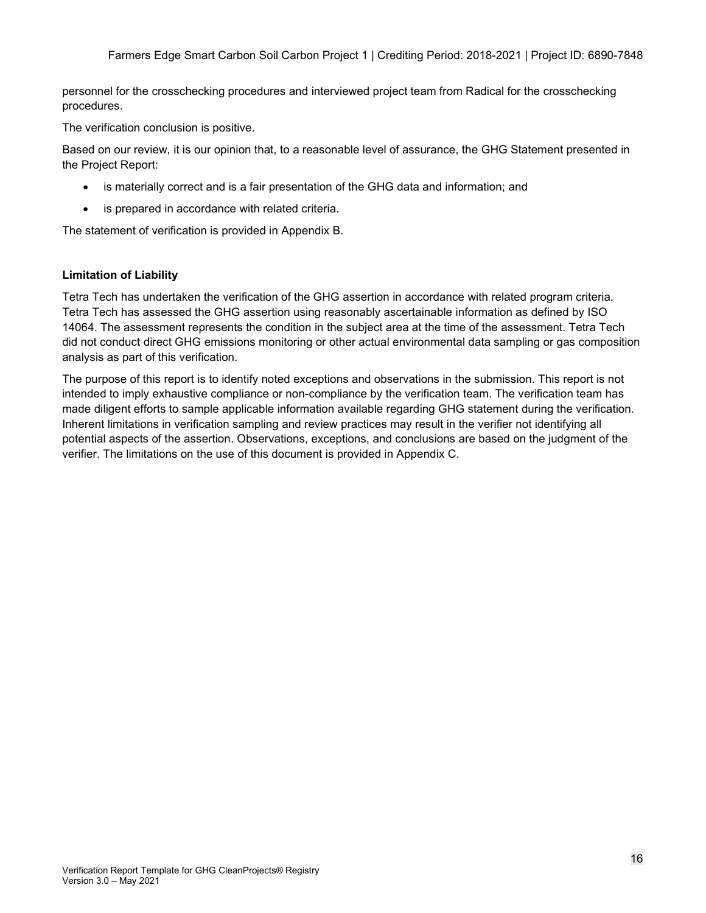personnel for the crosschecking procedures and interviewed project team from Radical for the crosschecking procedures.

The verification conclusion is positive.

Based on our review, it is our opinion that, to a reasonable level of assurance, the GHG Statement presented in the Project Report:

- is materially correct and is a fair presentation of the GHG data and information; and
- is prepared in accordance with related criteria.

The statement of verification is provided in Appendix B.

**Limitation of Liability**

Tetra Tech has undertaken the verification of the GHG assertion in accordance with related program criteria. Tetra Tech has assessed the GHG assertion using reasonably ascertainable information as defined by ISO 14064. The assessment represents the condition in the subject area at the time of the assessment. Tetra Tech did not conduct direct GHG emissions monitoring or other actual environmental data sampling or gas composition analysis as part of this verification.

The purpose of this report is to identify noted exceptions and observations in the submission. This report is not intended to imply exhaustive compliance or non-compliance by the verification team. The verification team has made diligent efforts to sample applicable information available regarding GHG statement during the verification. Inherent limitations in verification sampling and review practices may result in the verifier not identifying all potential aspects of the assertion. Observations, exceptions, and conclusions are based on the judgment of the verifier. The limitations on the use of this document is provided in Appendix C.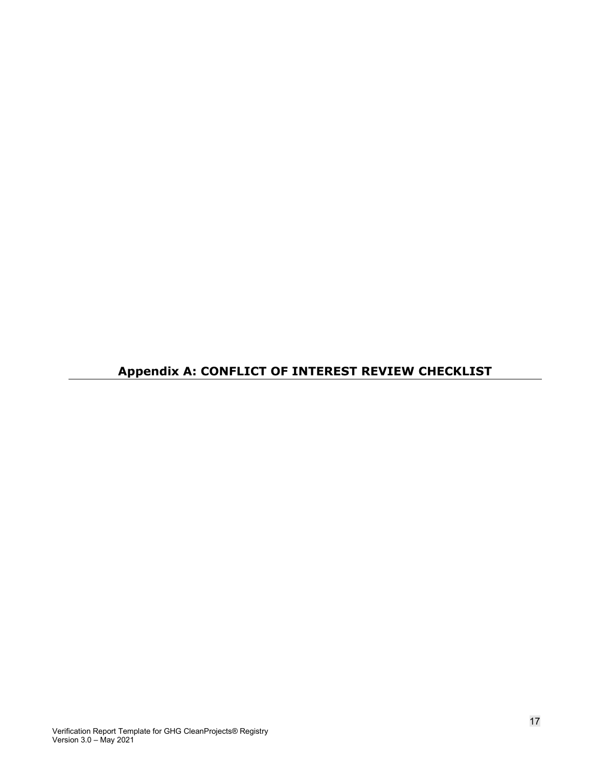# Appendix A: CONFLICT OF INTEREST REVIEW CHECKLIST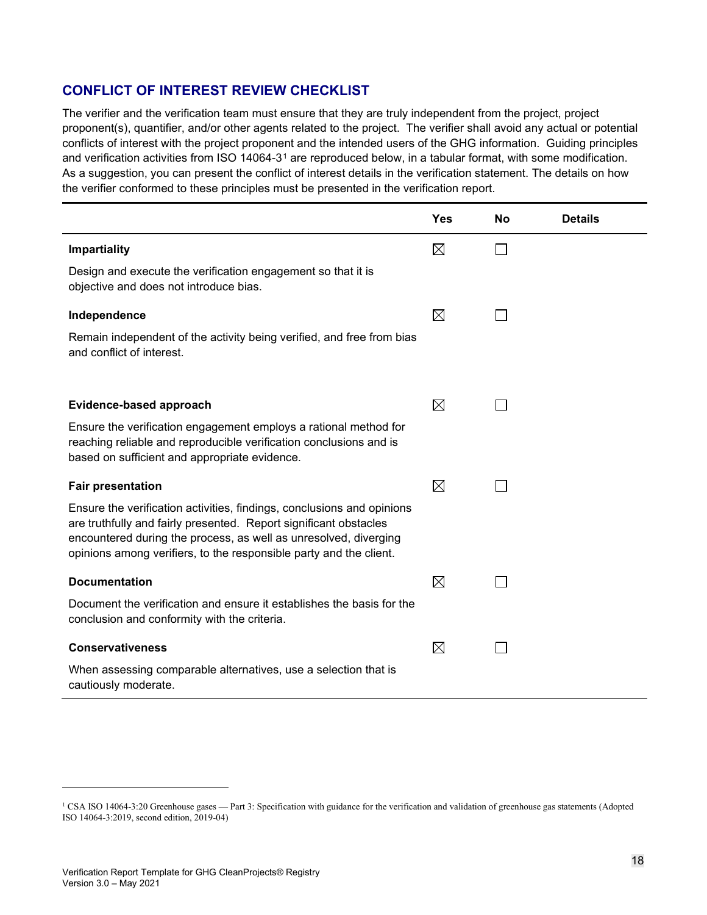## CONFLICT OF INTEREST REVIEW CHECKLIST

The verifier and the verification team must ensure that they are truly independent from the project, project proponent(s), quantifier, and/or other agents related to the project. The verifier shall avoid any actual or potential conflicts of interest with the project proponent and the intended users of the GHG information. Guiding principles and verification activities from ISO 14064-3[1] are reproduced below, in a tabular format, with some modification. As a suggestion, you can present the conflict of interest details in the verification statement. The details on how the verifier conformed to these principles must be presented in the verification report.

| | Yes | No | Details |
|---|---|---|---|
| **Impartiality**<br>Design and execute the verification engagement so that it is objective and does not introduce bias. | ☒ | ☐ | |
| **Independence**<br>Remain independent of the activity being verified, and free from bias and conflict of interest. | ☒ | ☐ | |
| **Evidence-based approach**<br>Ensure the verification engagement employs a rational method for reaching reliable and reproducible verification conclusions and is based on sufficient and appropriate evidence. | ☒ | ☐ | |
| **Fair presentation**<br>Ensure the verification activities, findings, conclusions and opinions are truthfully and fairly presented. Report significant obstacles encountered during the process, as well as unresolved, diverging opinions among verifiers, to the responsible party and the client. | ☒ | ☐ | |
| **Documentation**<br>Document the verification and ensure it establishes the basis for the conclusion and conformity with the criteria. | ☒ | ☐ | |
| **Conservativeness**<br>When assessing comparable alternatives, use a selection that is cautiously moderate. | ☒ | ☐ | |

[1] CSA ISO 14064-3:20 Greenhouse gases — Part 3: Specification with guidance for the verification and validation of greenhouse gas statements (Adopted ISO 14064-3:2019, second edition, 2019-04)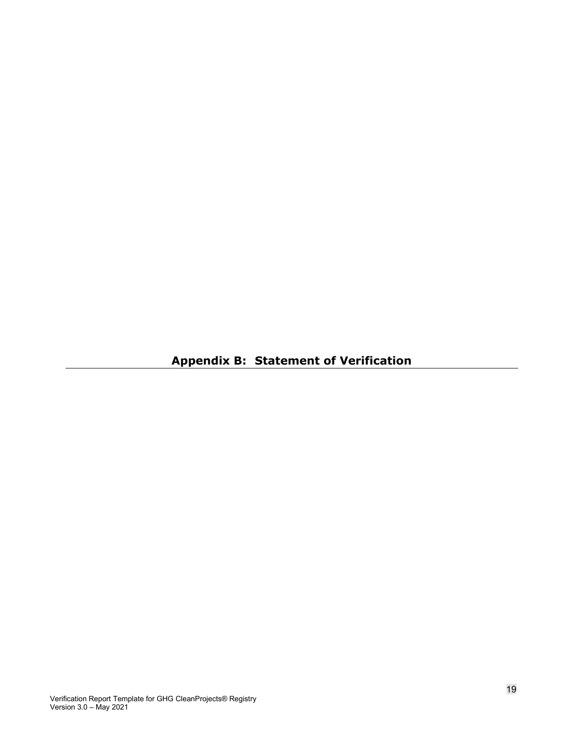## Appendix B: Statement of Verification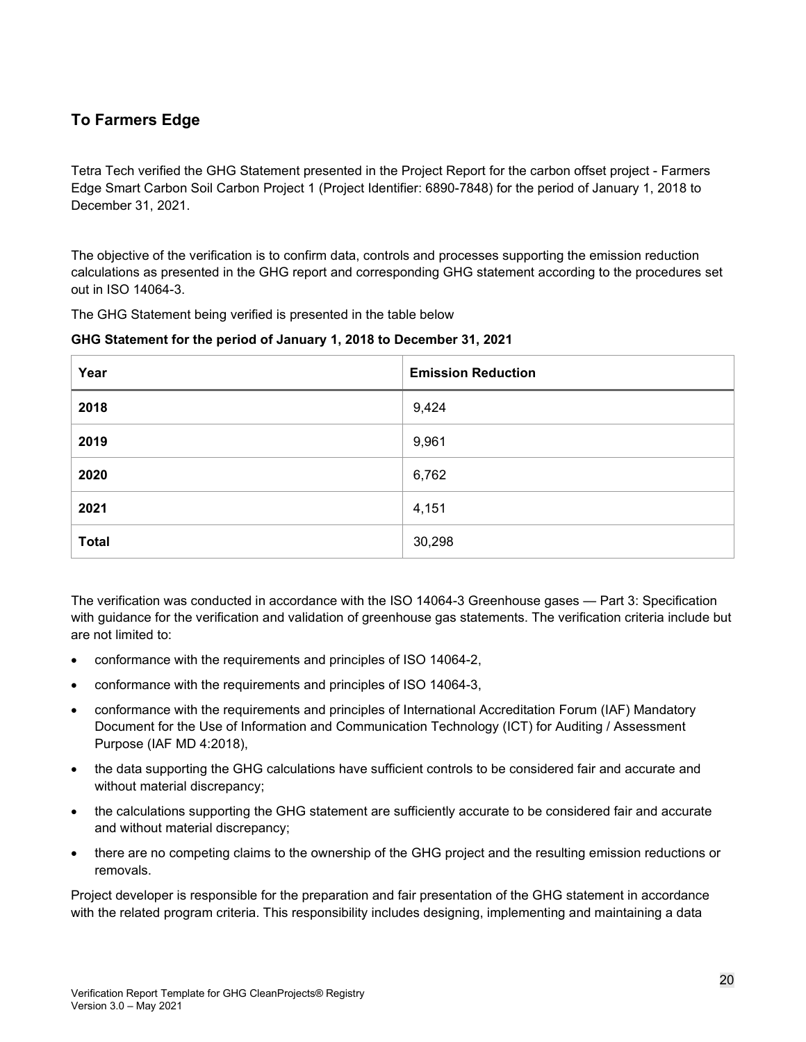## To Farmers Edge

Tetra Tech verified the GHG Statement presented in the Project Report for the carbon offset project - Farmers Edge Smart Carbon Soil Carbon Project 1 (Project Identifier: 6890-7848) for the period of January 1, 2018 to December 31, 2021.

The objective of the verification is to confirm data, controls and processes supporting the emission reduction calculations as presented in the GHG report and corresponding GHG statement according to the procedures set out in ISO 14064-3.

The GHG Statement being verified is presented in the table below

**GHG Statement for the period of January 1, 2018 to December 31, 2021**

| Year | Emission Reduction |
|---|---|
| **2018** | 9,424 |
| **2019** | 9,961 |
| **2020** | 6,762 |
| **2021** | 4,151 |
| **Total** | 30,298 |

The verification was conducted in accordance with the ISO 14064-3 Greenhouse gases — Part 3: Specification with guidance for the verification and validation of greenhouse gas statements. The verification criteria include but are not limited to:

- conformance with the requirements and principles of ISO 14064-2,
- conformance with the requirements and principles of ISO 14064-3,
- conformance with the requirements and principles of International Accreditation Forum (IAF) Mandatory Document for the Use of Information and Communication Technology (ICT) for Auditing / Assessment Purpose (IAF MD 4:2018),
- the data supporting the GHG calculations have sufficient controls to be considered fair and accurate and without material discrepancy;
- the calculations supporting the GHG statement are sufficiently accurate to be considered fair and accurate and without material discrepancy;
- there are no competing claims to the ownership of the GHG project and the resulting emission reductions or removals.

Project developer is responsible for the preparation and fair presentation of the GHG statement in accordance with the related program criteria. This responsibility includes designing, implementing and maintaining a data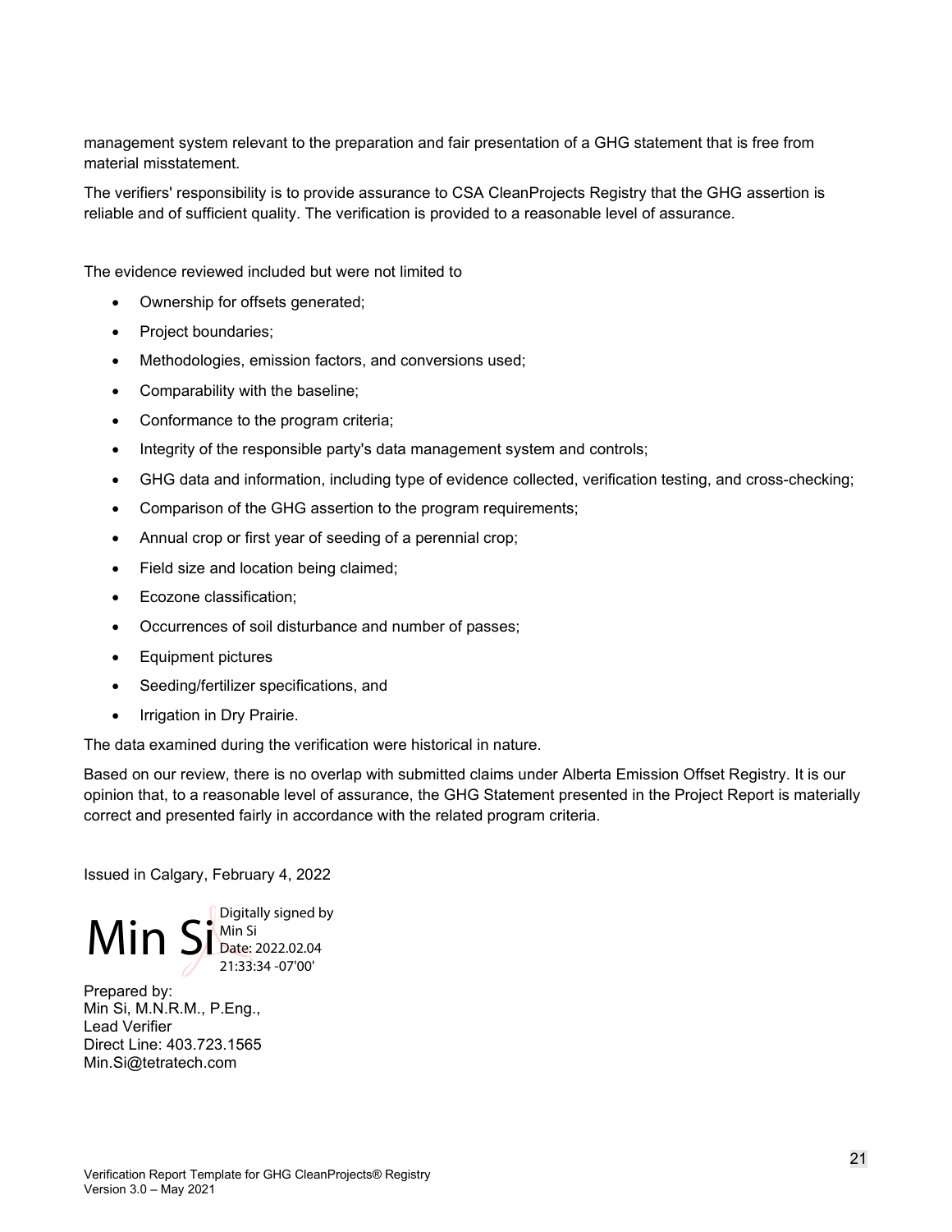management system relevant to the preparation and fair presentation of a GHG statement that is free from material misstatement.

The verifiers' responsibility is to provide assurance to CSA CleanProjects Registry that the GHG assertion is reliable and of sufficient quality. The verification is provided to a reasonable level of assurance.

The evidence reviewed included but were not limited to

- Ownership for offsets generated;
- Project boundaries;
- Methodologies, emission factors, and conversions used;
- Comparability with the baseline;
- Conformance to the program criteria;
- Integrity of the responsible party's data management system and controls;
- GHG data and information, including type of evidence collected, verification testing, and cross-checking;
- Comparison of the GHG assertion to the program requirements;
- Annual crop or first year of seeding of a perennial crop;
- Field size and location being claimed;
- Ecozone classification;
- Occurrences of soil disturbance and number of passes;
- Equipment pictures
- Seeding/fertilizer specifications, and
- Irrigation in Dry Prairie.

The data examined during the verification were historical in nature.

Based on our review, there is no overlap with submitted claims under Alberta Emission Offset Registry. It is our opinion that, to a reasonable level of assurance, the GHG Statement presented in the Project Report is materially correct and presented fairly in accordance with the related program criteria.

Issued in Calgary, February 4, 2022

Min Si — Digitally signed by Min Si Date: 2022.02.04 21:33:34 -07'00'

Prepared by:
Min Si, M.N.R.M., P.Eng.,
Lead Verifier
Direct Line: 403.723.1565
Min.Si@tetratech.com

Verification Report Template for GHG CleanProjects® Registry
Version 3.0 – May 2021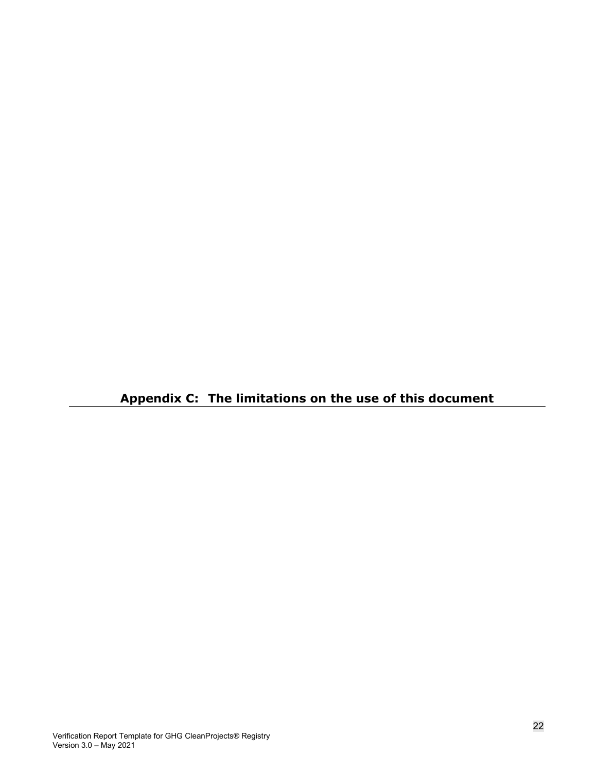## Appendix C: The limitations on the use of this document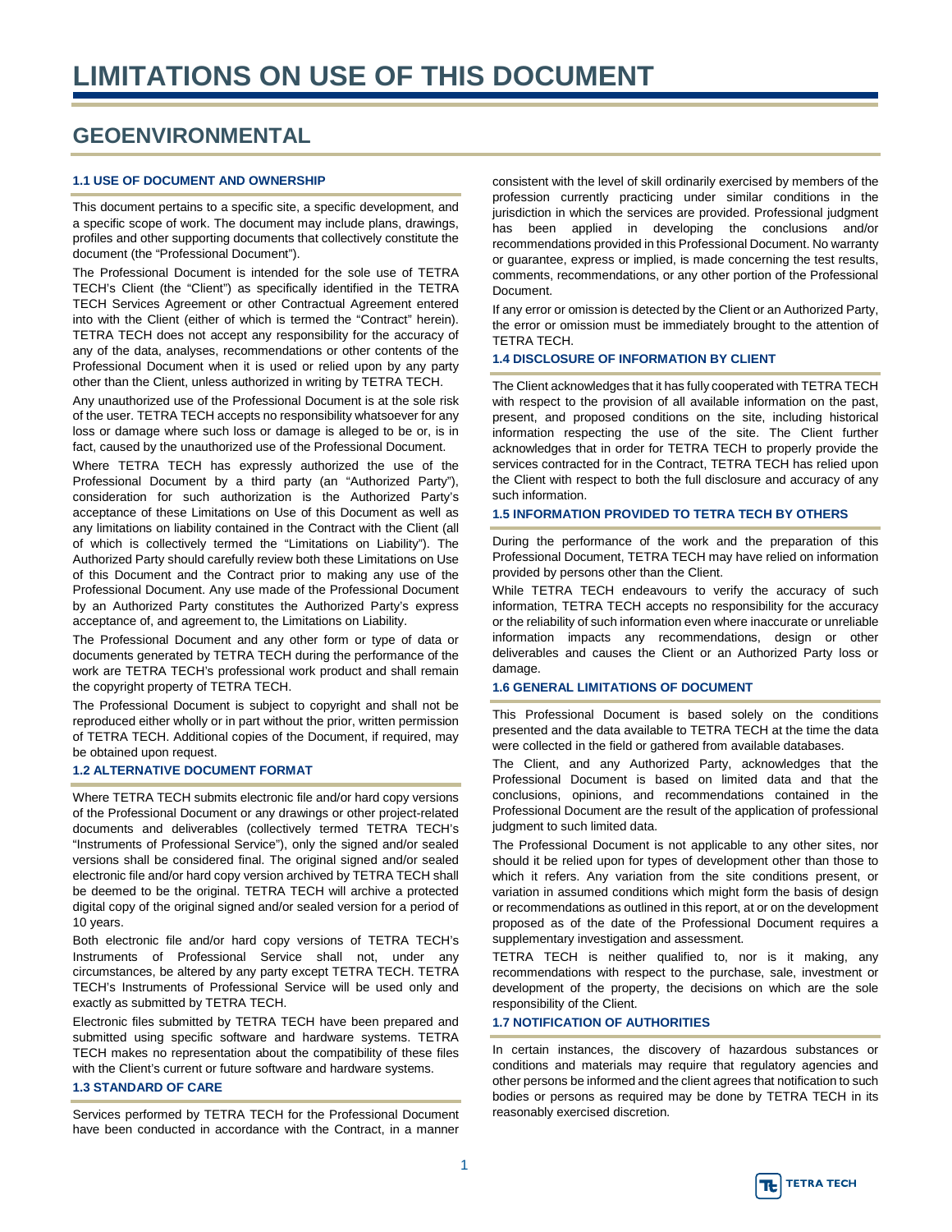# LIMITATIONS ON USE OF THIS DOCUMENT

## GEOENVIRONMENTAL

### 1.1 USE OF DOCUMENT AND OWNERSHIP

This document pertains to a specific site, a specific development, and a specific scope of work. The document may include plans, drawings, profiles and other supporting documents that collectively constitute the document (the "Professional Document").

The Professional Document is intended for the sole use of TETRA TECH's Client (the "Client") as specifically identified in the TETRA TECH Services Agreement or other Contractual Agreement entered into with the Client (either of which is termed the "Contract" herein). TETRA TECH does not accept any responsibility for the accuracy of any of the data, analyses, recommendations or other contents of the Professional Document when it is used or relied upon by any party other than the Client, unless authorized in writing by TETRA TECH.

Any unauthorized use of the Professional Document is at the sole risk of the user. TETRA TECH accepts no responsibility whatsoever for any loss or damage where such loss or damage is alleged to be or, is in fact, caused by the unauthorized use of the Professional Document.

Where TETRA TECH has expressly authorized the use of the Professional Document by a third party (an "Authorized Party"), consideration for such authorization is the Authorized Party's acceptance of these Limitations on Use of this Document as well as any limitations on liability contained in the Contract with the Client (all of which is collectively termed the "Limitations on Liability"). The Authorized Party should carefully review both these Limitations on Use of this Document and the Contract prior to making any use of the Professional Document. Any use made of the Professional Document by an Authorized Party constitutes the Authorized Party's express acceptance of, and agreement to, the Limitations on Liability.

The Professional Document and any other form or type of data or documents generated by TETRA TECH during the performance of the work are TETRA TECH's professional work product and shall remain the copyright property of TETRA TECH.

The Professional Document is subject to copyright and shall not be reproduced either wholly or in part without the prior, written permission of TETRA TECH. Additional copies of the Document, if required, may be obtained upon request.

### 1.2 ALTERNATIVE DOCUMENT FORMAT

Where TETRA TECH submits electronic file and/or hard copy versions of the Professional Document or any drawings or other project-related documents and deliverables (collectively termed TETRA TECH's "Instruments of Professional Service"), only the signed and/or sealed versions shall be considered final. The original signed and/or sealed electronic file and/or hard copy version archived by TETRA TECH shall be deemed to be the original. TETRA TECH will archive a protected digital copy of the original signed and/or sealed version for a period of 10 years.

Both electronic file and/or hard copy versions of TETRA TECH's Instruments of Professional Service shall not, under any circumstances, be altered by any party except TETRA TECH. TETRA TECH's Instruments of Professional Service will be used only and exactly as submitted by TETRA TECH.

Electronic files submitted by TETRA TECH have been prepared and submitted using specific software and hardware systems. TETRA TECH makes no representation about the compatibility of these files with the Client's current or future software and hardware systems.

### 1.3 STANDARD OF CARE

Services performed by TETRA TECH for the Professional Document have been conducted in accordance with the Contract, in a manner consistent with the level of skill ordinarily exercised by members of the profession currently practicing under similar conditions in the jurisdiction in which the services are provided. Professional judgment has been applied in developing the conclusions and/or recommendations provided in this Professional Document. No warranty or guarantee, express or implied, is made concerning the test results, comments, recommendations, or any other portion of the Professional Document.

If any error or omission is detected by the Client or an Authorized Party, the error or omission must be immediately brought to the attention of TETRA TECH.

### 1.4 DISCLOSURE OF INFORMATION BY CLIENT

The Client acknowledges that it has fully cooperated with TETRA TECH with respect to the provision of all available information on the past, present, and proposed conditions on the site, including historical information respecting the use of the site. The Client further acknowledges that in order for TETRA TECH to properly provide the services contracted for in the Contract, TETRA TECH has relied upon the Client with respect to both the full disclosure and accuracy of any such information.

### 1.5 INFORMATION PROVIDED TO TETRA TECH BY OTHERS

During the performance of the work and the preparation of this Professional Document, TETRA TECH may have relied on information provided by persons other than the Client.

While TETRA TECH endeavours to verify the accuracy of such information, TETRA TECH accepts no responsibility for the accuracy or the reliability of such information even where inaccurate or unreliable information impacts any recommendations, design or other deliverables and causes the Client or an Authorized Party loss or damage.

### 1.6 GENERAL LIMITATIONS OF DOCUMENT

This Professional Document is based solely on the conditions presented and the data available to TETRA TECH at the time the data were collected in the field or gathered from available databases.

The Client, and any Authorized Party, acknowledges that the Professional Document is based on limited data and that the conclusions, opinions, and recommendations contained in the Professional Document are the result of the application of professional judgment to such limited data.

The Professional Document is not applicable to any other sites, nor should it be relied upon for types of development other than those to which it refers. Any variation from the site conditions present, or variation in assumed conditions which might form the basis of design or recommendations as outlined in this report, at or on the development proposed as of the date of the Professional Document requires a supplementary investigation and assessment.

TETRA TECH is neither qualified to, nor is it making, any recommendations with respect to the purchase, sale, investment or development of the property, the decisions on which are the sole responsibility of the Client.

### 1.7 NOTIFICATION OF AUTHORITIES

In certain instances, the discovery of hazardous substances or conditions and materials may require that regulatory agencies and other persons be informed and the client agrees that notification to such bodies or persons as required may be done by TETRA TECH in its reasonably exercised discretion.